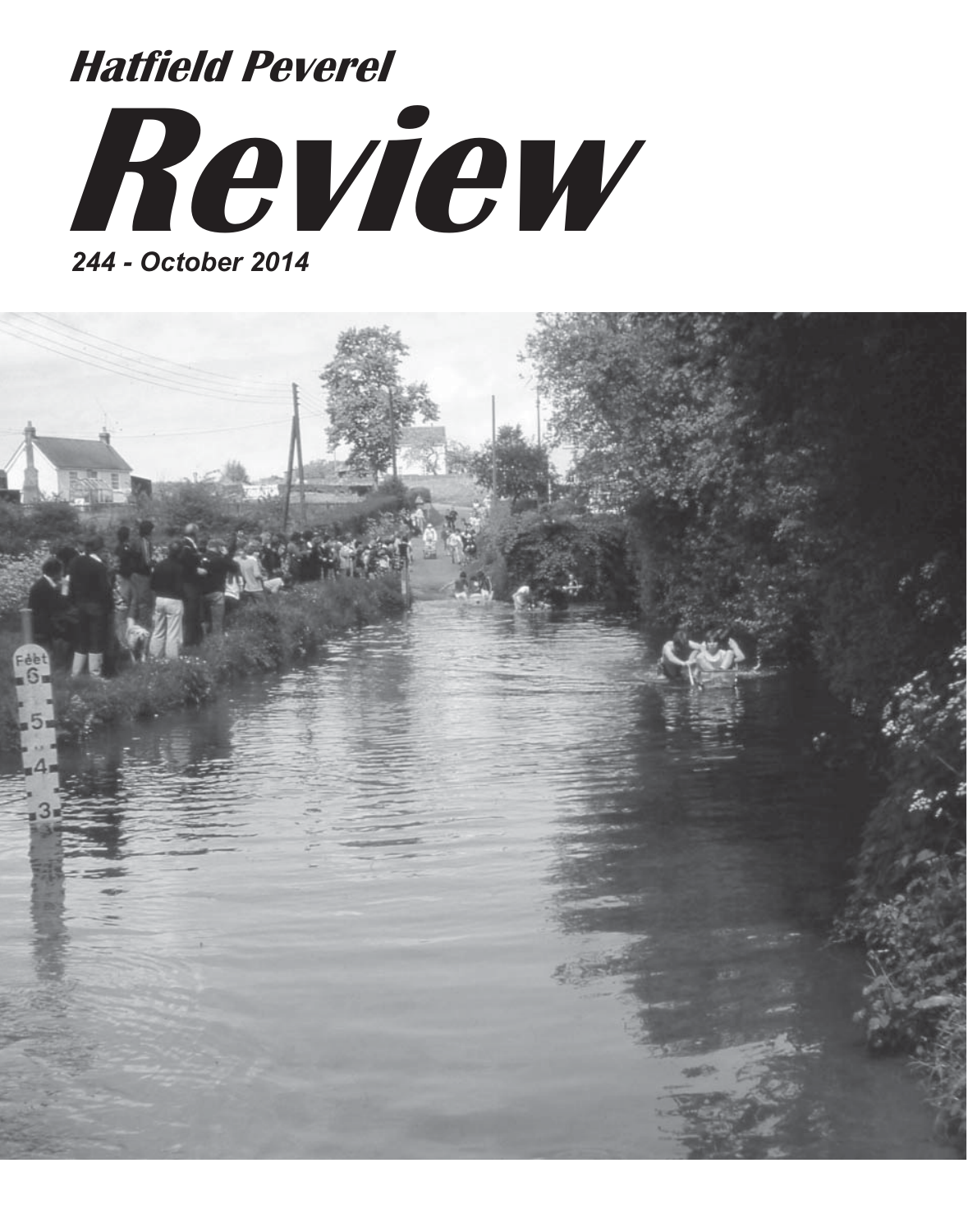*Hatfield Peverel*

# *Review*

*244 - October 2014*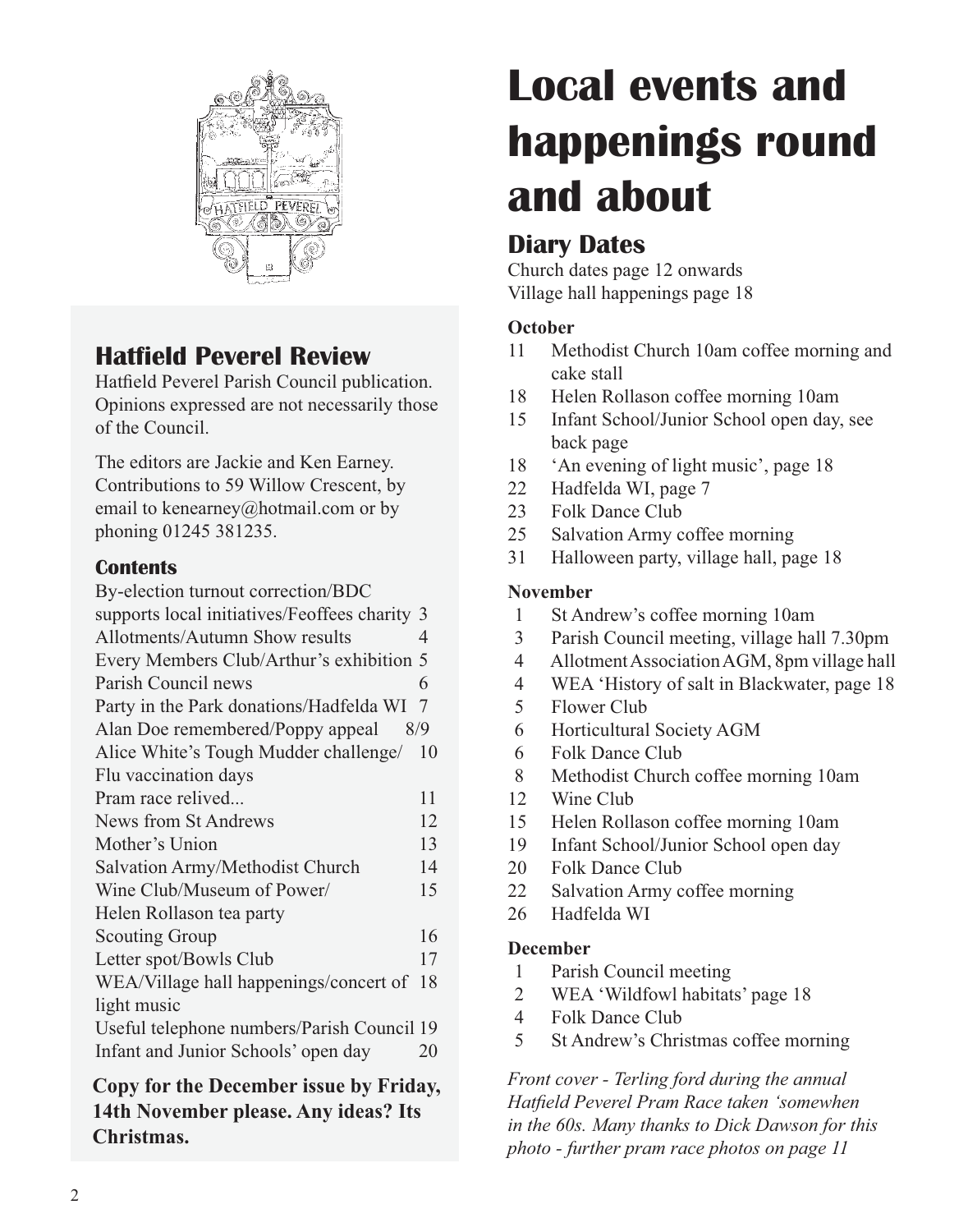## Hatfield Peverel Review

Hatfield Peverel Parish Council publication. Opinions expressed are not necessarily those of the Council.

The editors are Jackie and Ken Earney. Contributions to 59 Willow Crescent, by email to kenearney@hotmail.com or by phoning 01245 381235.

### Contents

| | |
|---|---|
| By-election turnout correction/BDC supports local initiatives/Feoffees charity | 3 |
| Allotments/Autumn Show results | 4 |
| Every Members Club/Arthur's exhibition | 5 |
| Parish Council news | 6 |
| Party in the Park donations/Hadfelda WI | 7 |
| Alan Doe remembered/Poppy appeal | 8/9 |
| Alice White's Tough Mudder challenge/ Flu vaccination days | 10 |
| Pram race relived... | 11 |
| News from St Andrews | 12 |
| Mother's Union | 13 |
| Salvation Army/Methodist Church | 14 |
| Wine Club/Museum of Power/ Helen Rollason tea party | 15 |
| Scouting Group | 16 |
| Letter spot/Bowls Club | 17 |
| WEA/Village hall happenings/concert of light music | 18 |
| Useful telephone numbers/Parish Council | 19 |
| Infant and Junior Schools' open day | 20 |

**Copy for the December issue by Friday, 14th November please. Any ideas? Its Christmas.**

# Local events and happenings round and about

## Diary Dates

Church dates page 12 onwards
Village hall happenings page 18

### October

- 11 Methodist Church 10am coffee morning and cake stall
- 18 Helen Rollason coffee morning 10am
- 15 Infant School/Junior School open day, see back page
- 18 'An evening of light music', page 18
- 22 Hadfelda WI, page 7
- 23 Folk Dance Club
- 25 Salvation Army coffee morning
- 31 Halloween party, village hall, page 18

### November

- 1 St Andrew's coffee morning 10am
- 3 Parish Council meeting, village hall 7.30pm
- 4 Allotment Association AGM, 8pm village hall
- 4 WEA 'History of salt in Blackwater, page 18
- 5 Flower Club
- 6 Horticultural Society AGM
- 6 Folk Dance Club
- 8 Methodist Church coffee morning 10am
- 12 Wine Club
- 15 Helen Rollason coffee morning 10am
- 19 Infant School/Junior School open day
- 20 Folk Dance Club
- 22 Salvation Army coffee morning
- 26 Hadfelda WI

### December

- 1 Parish Council meeting
- 2 WEA 'Wildfowl habitats' page 18
- 4 Folk Dance Club
- 5 St Andrew's Christmas coffee morning

*Front cover - Terling ford during the annual Hatfield Peverel Pram Race taken 'somewhen in the 60s. Many thanks to Dick Dawson for this photo - further pram race photos on page 11*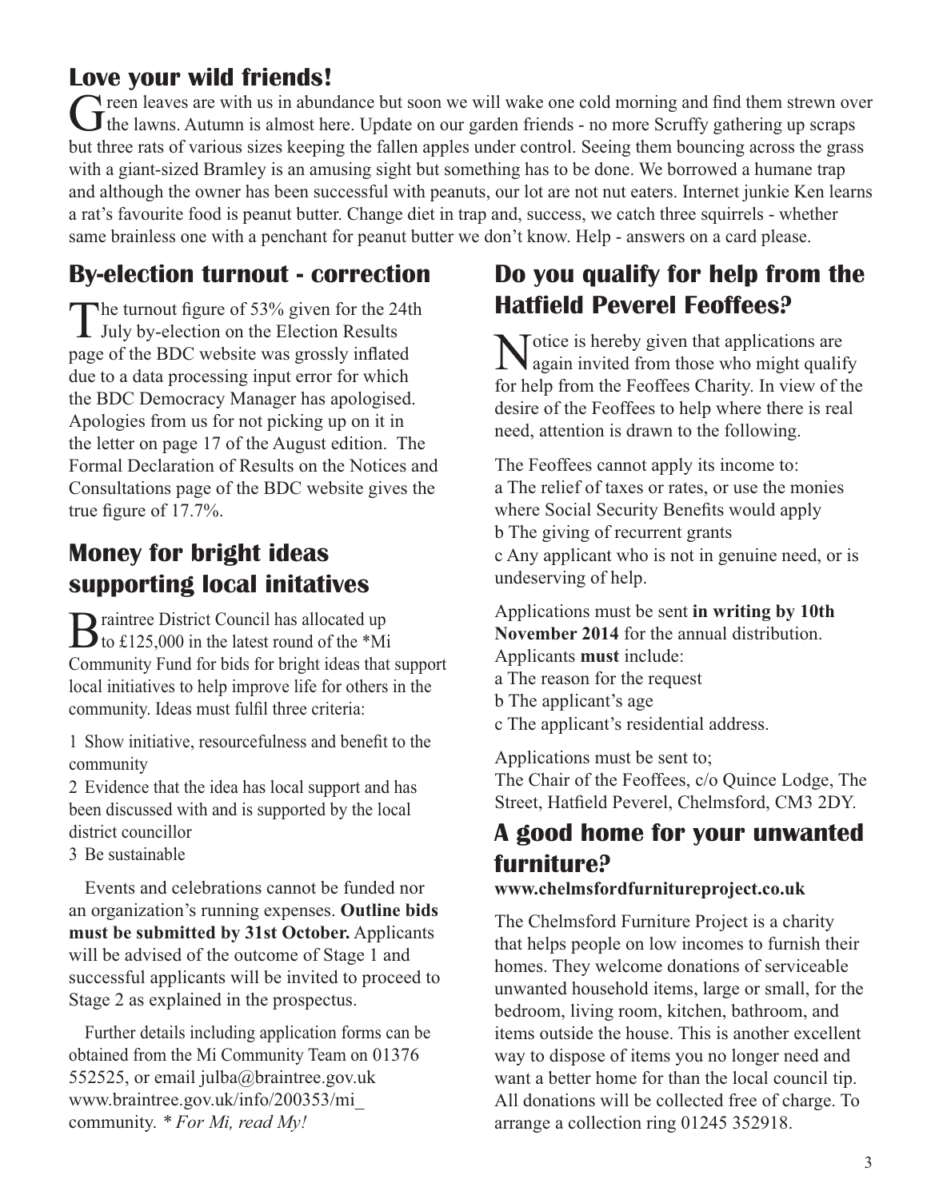## Love your wild friends!

Green leaves are with us in abundance but soon we will wake one cold morning and find them strewn over the lawns. Autumn is almost here. Update on our garden friends - no more Scruffy gathering up scraps but three rats of various sizes keeping the fallen apples under control. Seeing them bouncing across the grass with a giant-sized Bramley is an amusing sight but something has to be done. We borrowed a humane trap and although the owner has been successful with peanuts, our lot are not nut eaters. Internet junkie Ken learns a rat's favourite food is peanut butter. Change diet in trap and, success, we catch three squirrels - whether same brainless one with a penchant for peanut butter we don't know. Help - answers on a card please.

## By-election turnout - correction

The turnout figure of 53% given for the 24th July by-election on the Election Results page of the BDC website was grossly inflated due to a data processing input error for which the BDC Democracy Manager has apologised. Apologies from us for not picking up on it in the letter on page 17 of the August edition. The Formal Declaration of Results on the Notices and Consultations page of the BDC website gives the true figure of 17.7%.

## Money for bright ideas supporting local initatives

Braintree District Council has allocated up to £125,000 in the latest round of the *Mi Community Fund for bids for bright ideas that support local initiatives to help improve life for others in the community. Ideas must fulfil three criteria:

1 Show initiative, resourcefulness and benefit to the community
2 Evidence that the idea has local support and has been discussed with and is supported by the local district councillor
3 Be sustainable

Events and celebrations cannot be funded nor an organization's running expenses. **Outline bids must be submitted by 31st October.** Applicants will be advised of the outcome of Stage 1 and successful applicants will be invited to proceed to Stage 2 as explained in the prospectus.

Further details including application forms can be obtained from the Mi Community Team on 01376 552525, or email julba@braintree.gov.uk www.braintree.gov.uk/info/200353/mi_community. *\* For Mi, read My!*

## Do you qualify for help from the Hatfield Peverel Feoffees?

Notice is hereby given that applications are again invited from those who might qualify for help from the Feoffees Charity. In view of the desire of the Feoffees to help where there is real need, attention is drawn to the following.

The Feoffees cannot apply its income to:
a The relief of taxes or rates, or use the monies where Social Security Benefits would apply
b The giving of recurrent grants
c Any applicant who is not in genuine need, or is undeserving of help.

Applications must be sent **in writing by 10th November 2014** for the annual distribution.
Applicants **must** include:
a The reason for the request
b The applicant's age
c The applicant's residential address.

Applications must be sent to;
The Chair of the Feoffees, c/o Quince Lodge, The Street, Hatfield Peverel, Chelmsford, CM3 2DY.

## A good home for your unwanted furniture?

**www.chelmsfordfurnitureproject.co.uk**

The Chelmsford Furniture Project is a charity that helps people on low incomes to furnish their homes. They welcome donations of serviceable unwanted household items, large or small, for the bedroom, living room, kitchen, bathroom, and items outside the house. This is another excellent way to dispose of items you no longer need and want a better home for than the local council tip. All donations will be collected free of charge. To arrange a collection ring 01245 352918.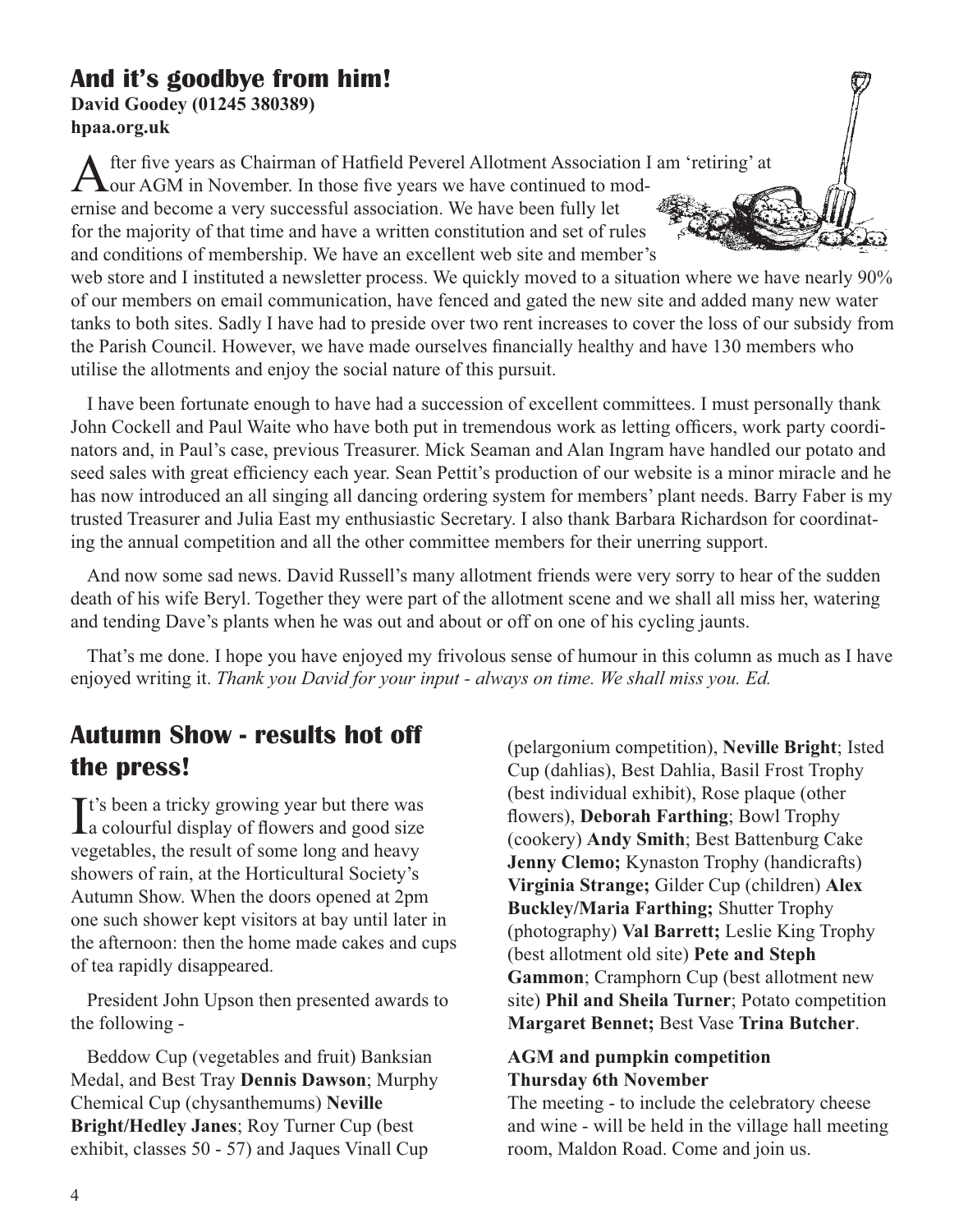## And it's goodbye from him!

**David Goodey (01245 380389)**
**hpaa.org.uk**

After five years as Chairman of Hatfield Peverel Allotment Association I am 'retiring' at our AGM in November. In those five years we have continued to modernise and become a very successful association. We have been fully let for the majority of that time and have a written constitution and set of rules and conditions of membership. We have an excellent web site and member's web store and I instituted a newsletter process. We quickly moved to a situation where we have nearly 90% of our members on email communication, have fenced and gated the new site and added many new water tanks to both sites. Sadly I have had to preside over two rent increases to cover the loss of our subsidy from the Parish Council. However, we have made ourselves financially healthy and have 130 members who utilise the allotments and enjoy the social nature of this pursuit.

I have been fortunate enough to have had a succession of excellent committees. I must personally thank John Cockell and Paul Waite who have both put in tremendous work as letting officers, work party coordinators and, in Paul's case, previous Treasurer. Mick Seaman and Alan Ingram have handled our potato and seed sales with great efficiency each year. Sean Pettit's production of our website is a minor miracle and he has now introduced an all singing all dancing ordering system for members' plant needs. Barry Faber is my trusted Treasurer and Julia East my enthusiastic Secretary. I also thank Barbara Richardson for coordinating the annual competition and all the other committee members for their unerring support.

And now some sad news. David Russell's many allotment friends were very sorry to hear of the sudden death of his wife Beryl. Together they were part of the allotment scene and we shall all miss her, watering and tending Dave's plants when he was out and about or off on one of his cycling jaunts.

That's me done. I hope you have enjoyed my frivolous sense of humour in this column as much as I have enjoyed writing it. *Thank you David for your input - always on time. We shall miss you. Ed.*

## Autumn Show - results hot off the press!

It's been a tricky growing year but there was a colourful display of flowers and good size vegetables, the result of some long and heavy showers of rain, at the Horticultural Society's Autumn Show. When the doors opened at 2pm one such shower kept visitors at bay until later in the afternoon: then the home made cakes and cups of tea rapidly disappeared.

President John Upson then presented awards to the following -

Beddow Cup (vegetables and fruit) Banksian Medal, and Best Tray **Dennis Dawson**; Murphy Chemical Cup (chysanthemums) **Neville Bright/Hedley Janes**; Roy Turner Cup (best exhibit, classes 50 - 57) and Jaques Vinall Cup (pelargonium competition), **Neville Bright**; Isted Cup (dahlias), Best Dahlia, Basil Frost Trophy (best individual exhibit), Rose plaque (other flowers), **Deborah Farthing**; Bowl Trophy (cookery) **Andy Smith**; Best Battenburg Cake **Jenny Clemo;** Kynaston Trophy (handicrafts) **Virginia Strange;** Gilder Cup (children) **Alex Buckley/Maria Farthing;** Shutter Trophy (photography) **Val Barrett;** Leslie King Trophy (best allotment old site) **Pete and Steph Gammon**; Cramphorn Cup (best allotment new site) **Phil and Sheila Turner**; Potato competition **Margaret Bennet;** Best Vase **Trina Butcher**.

**AGM and pumpkin competition**
**Thursday 6th November**

The meeting - to include the celebratory cheese and wine - will be held in the village hall meeting room, Maldon Road. Come and join us.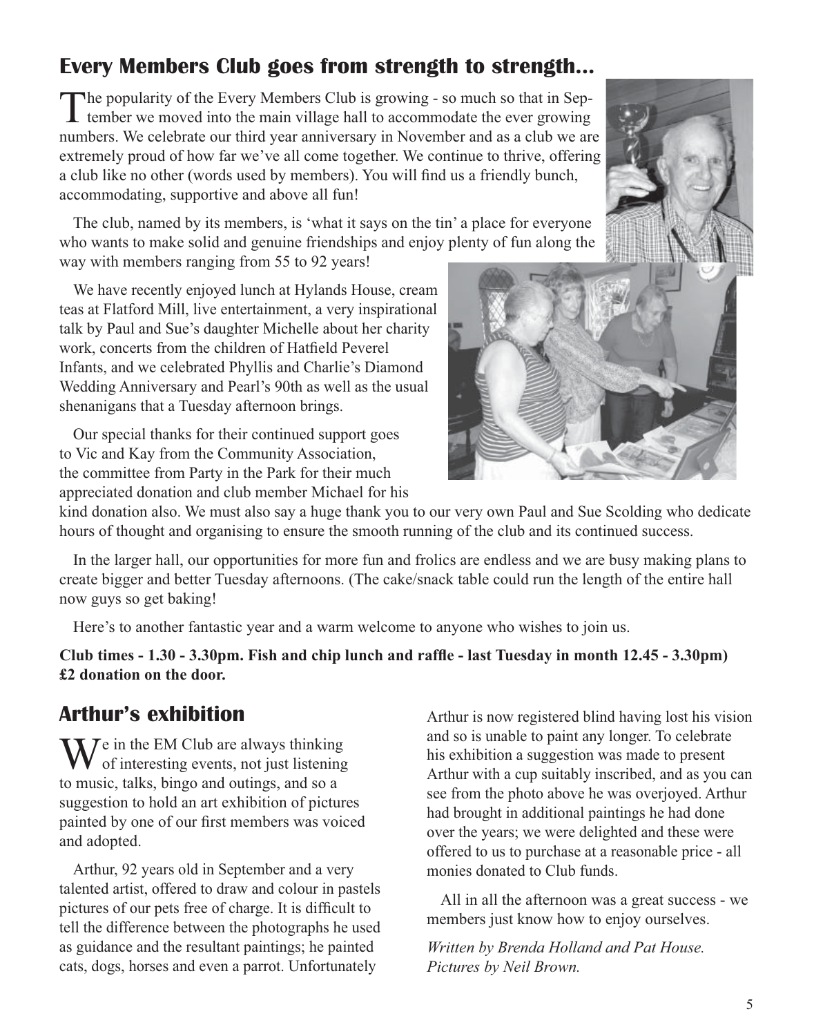## Every Members Club goes from strength to strength...

The popularity of the Every Members Club is growing - so much so that in September we moved into the main village hall to accommodate the ever growing numbers. We celebrate our third year anniversary in November and as a club we are extremely proud of how far we've all come together. We continue to thrive, offering a club like no other (words used by members). You will find us a friendly bunch, accommodating, supportive and above all fun!

The club, named by its members, is 'what it says on the tin' a place for everyone who wants to make solid and genuine friendships and enjoy plenty of fun along the way with members ranging from 55 to 92 years!

We have recently enjoyed lunch at Hylands House, cream teas at Flatford Mill, live entertainment, a very inspirational talk by Paul and Sue's daughter Michelle about her charity work, concerts from the children of Hatfield Peverel Infants, and we celebrated Phyllis and Charlie's Diamond Wedding Anniversary and Pearl's 90th as well as the usual shenanigans that a Tuesday afternoon brings.

Our special thanks for their continued support goes to Vic and Kay from the Community Association, the committee from Party in the Park for their much appreciated donation and club member Michael for his kind donation also. We must also say a huge thank you to our very own Paul and Sue Scolding who dedicate hours of thought and organising to ensure the smooth running of the club and its continued success.

In the larger hall, our opportunities for more fun and frolics are endless and we are busy making plans to create bigger and better Tuesday afternoons. (The cake/snack table could run the length of the entire hall now guys so get baking!

Here's to another fantastic year and a warm welcome to anyone who wishes to join us.

**Club times - 1.30 - 3.30pm. Fish and chip lunch and raffle - last Tuesday in month 12.45 - 3.30pm) £2 donation on the door.**

## Arthur's exhibition

We in the EM Club are always thinking of interesting events, not just listening to music, talks, bingo and outings, and so a suggestion to hold an art exhibition of pictures painted by one of our first members was voiced and adopted.

Arthur, 92 years old in September and a very talented artist, offered to draw and colour in pastels pictures of our pets free of charge. It is difficult to tell the difference between the photographs he used as guidance and the resultant paintings; he painted cats, dogs, horses and even a parrot. Unfortunately Arthur is now registered blind having lost his vision and so is unable to paint any longer. To celebrate his exhibition a suggestion was made to present Arthur with a cup suitably inscribed, and as you can see from the photo above he was overjoyed. Arthur had brought in additional paintings he had done over the years; we were delighted and these were offered to us to purchase at a reasonable price - all monies donated to Club funds.

All in all the afternoon was a great success - we members just know how to enjoy ourselves.

*Written by Brenda Holland and Pat House. Pictures by Neil Brown.*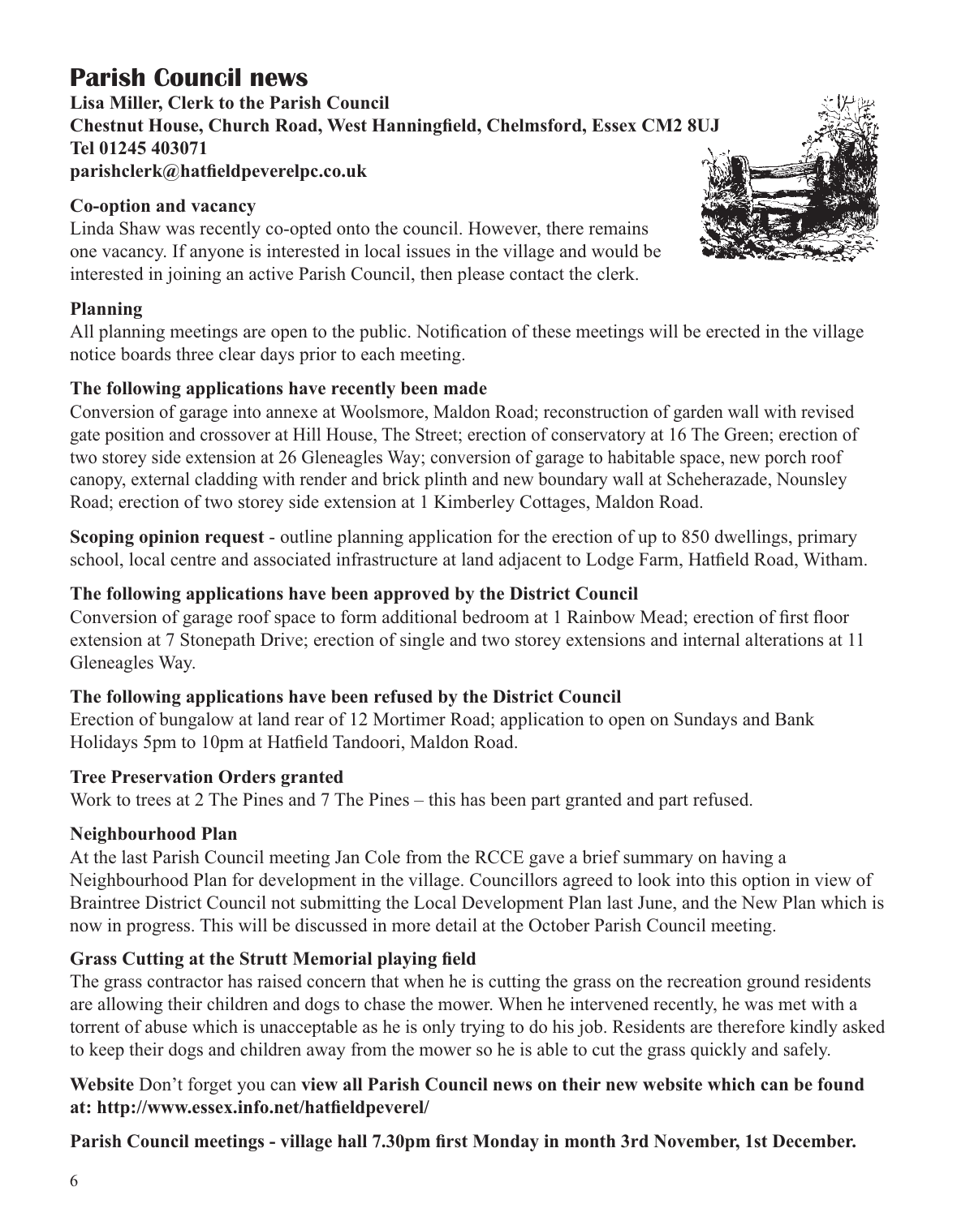# Parish Council news

**Lisa Miller, Clerk to the Parish Council**
**Chestnut House, Church Road, West Hanningfield, Chelmsford, Essex CM2 8UJ**
**Tel 01245 403071**
**parishclerk@hatfieldpeverelpc.co.uk**

### Co-option and vacancy

Linda Shaw was recently co-opted onto the council. However, there remains one vacancy. If anyone is interested in local issues in the village and would be interested in joining an active Parish Council, then please contact the clerk.

### Planning

All planning meetings are open to the public. Notification of these meetings will be erected in the village notice boards three clear days prior to each meeting.

### The following applications have recently been made

Conversion of garage into annexe at Woolsmore, Maldon Road; reconstruction of garden wall with revised gate position and crossover at Hill House, The Street; erection of conservatory at 16 The Green; erection of two storey side extension at 26 Gleneagles Way; conversion of garage to habitable space, new porch roof canopy, external cladding with render and brick plinth and new boundary wall at Scheherazade, Nounsley Road; erection of two storey side extension at 1 Kimberley Cottages, Maldon Road.

**Scoping opinion request** - outline planning application for the erection of up to 850 dwellings, primary school, local centre and associated infrastructure at land adjacent to Lodge Farm, Hatfield Road, Witham.

### The following applications have been approved by the District Council

Conversion of garage roof space to form additional bedroom at 1 Rainbow Mead; erection of first floor extension at 7 Stonepath Drive; erection of single and two storey extensions and internal alterations at 11 Gleneagles Way.

### The following applications have been refused by the District Council

Erection of bungalow at land rear of 12 Mortimer Road; application to open on Sundays and Bank Holidays 5pm to 10pm at Hatfield Tandoori, Maldon Road.

### Tree Preservation Orders granted

Work to trees at 2 The Pines and 7 The Pines – this has been part granted and part refused.

### Neighbourhood Plan

At the last Parish Council meeting Jan Cole from the RCCE gave a brief summary on having a Neighbourhood Plan for development in the village. Councillors agreed to look into this option in view of Braintree District Council not submitting the Local Development Plan last June, and the New Plan which is now in progress. This will be discussed in more detail at the October Parish Council meeting.

### Grass Cutting at the Strutt Memorial playing field

The grass contractor has raised concern that when he is cutting the grass on the recreation ground residents are allowing their children and dogs to chase the mower. When he intervened recently, he was met with a torrent of abuse which is unacceptable as he is only trying to do his job. Residents are therefore kindly asked to keep their dogs and children away from the mower so he is able to cut the grass quickly and safely.

**Website** Don't forget you can **view all Parish Council news on their new website which can be found at: http://www.essex.info.net/hatfieldpeverel/**

**Parish Council meetings - village hall 7.30pm first Monday in month 3rd November, 1st December.**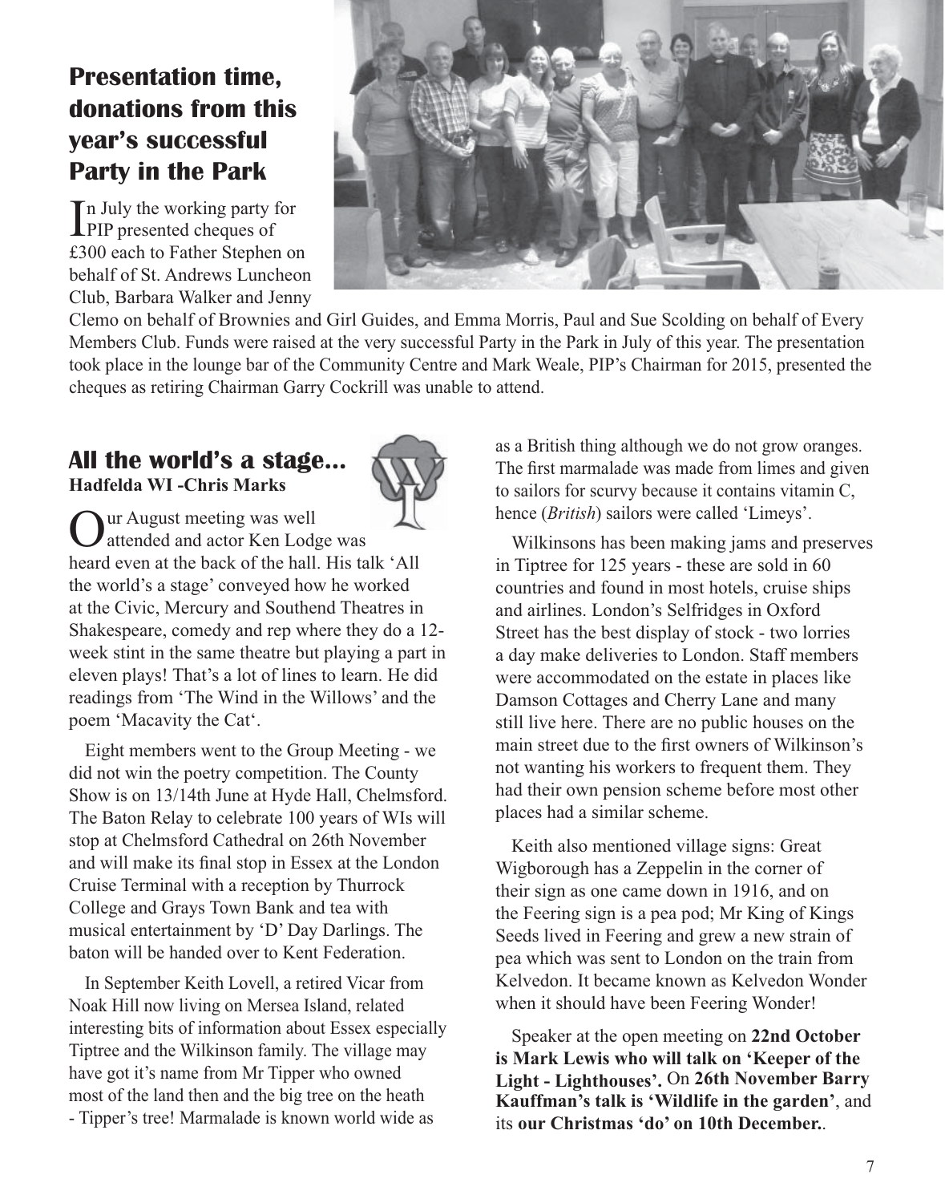## Presentation time, donations from this year's successful Party in the Park

In July the working party for PIP presented cheques of £300 each to Father Stephen on behalf of St. Andrews Luncheon Club, Barbara Walker and Jenny Clemo on behalf of Brownies and Girl Guides, and Emma Morris, Paul and Sue Scolding on behalf of Every Members Club. Funds were raised at the very successful Party in the Park in July of this year. The presentation took place in the lounge bar of the Community Centre and Mark Weale, PIP's Chairman for 2015, presented the cheques as retiring Chairman Garry Cockrill was unable to attend.

## All the world's a stage...

**Hadfelda WI -Chris Marks**

Our August meeting was well attended and actor Ken Lodge was heard even at the back of the hall. His talk 'All the world's a stage' conveyed how he worked at the Civic, Mercury and Southend Theatres in Shakespeare, comedy and rep where they do a 12-week stint in the same theatre but playing a part in eleven plays! That's a lot of lines to learn. He did readings from 'The Wind in the Willows' and the poem 'Macavity the Cat'.

Eight members went to the Group Meeting - we did not win the poetry competition. The County Show is on 13/14th June at Hyde Hall, Chelmsford. The Baton Relay to celebrate 100 years of WIs will stop at Chelmsford Cathedral on 26th November and will make its final stop in Essex at the London Cruise Terminal with a reception by Thurrock College and Grays Town Bank and tea with musical entertainment by 'D' Day Darlings. The baton will be handed over to Kent Federation.

In September Keith Lovell, a retired Vicar from Noak Hill now living on Mersea Island, related interesting bits of information about Essex especially Tiptree and the Wilkinson family. The village may have got it's name from Mr Tipper who owned most of the land then and the big tree on the heath - Tipper's tree! Marmalade is known world wide as as a British thing although we do not grow oranges. The first marmalade was made from limes and given to sailors for scurvy because it contains vitamin C, hence (*British*) sailors were called 'Limeys'.

Wilkinsons has been making jams and preserves in Tiptree for 125 years - these are sold in 60 countries and found in most hotels, cruise ships and airlines. London's Selfridges in Oxford Street has the best display of stock - two lorries a day make deliveries to London. Staff members were accommodated on the estate in places like Damson Cottages and Cherry Lane and many still live here. There are no public houses on the main street due to the first owners of Wilkinson's not wanting his workers to frequent them. They had their own pension scheme before most other places had a similar scheme.

Keith also mentioned village signs: Great Wigborough has a Zeppelin in the corner of their sign as one came down in 1916, and on the Feering sign is a pea pod; Mr King of Kings Seeds lived in Feering and grew a new strain of pea which was sent to London on the train from Kelvedon. It became known as Kelvedon Wonder when it should have been Feering Wonder!

Speaker at the open meeting on **22nd October is Mark Lewis who will talk on 'Keeper of the Light - Lighthouses'.** On **26th November Barry Kauffman's talk is 'Wildlife in the garden'**, and its **our Christmas 'do' on 10th December.**.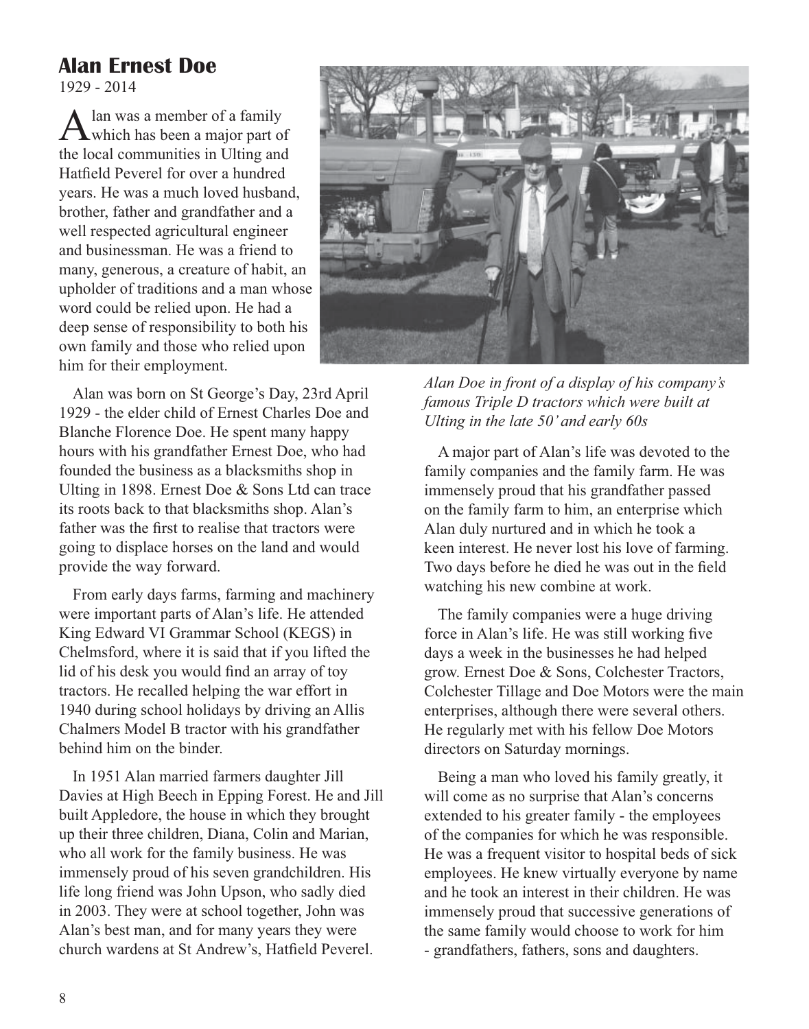## Alan Ernest Doe

1929 - 2014

Alan was a member of a family which has been a major part of the local communities in Ulting and Hatfield Peverel for over a hundred years. He was a much loved husband, brother, father and grandfather and a well respected agricultural engineer and businessman. He was a friend to many, generous, a creature of habit, an upholder of traditions and a man whose word could be relied upon. He had a deep sense of responsibility to both his own family and those who relied upon him for their employment.

*Alan Doe in front of a display of his company's famous Triple D tractors which were built at Ulting in the late 50' and early 60s*

Alan was born on St George's Day, 23rd April 1929 - the elder child of Ernest Charles Doe and Blanche Florence Doe. He spent many happy hours with his grandfather Ernest Doe, who had founded the business as a blacksmiths shop in Ulting in 1898. Ernest Doe & Sons Ltd can trace its roots back to that blacksmiths shop. Alan's father was the first to realise that tractors were going to displace horses on the land and would provide the way forward.

From early days farms, farming and machinery were important parts of Alan's life. He attended King Edward VI Grammar School (KEGS) in Chelmsford, where it is said that if you lifted the lid of his desk you would find an array of toy tractors. He recalled helping the war effort in 1940 during school holidays by driving an Allis Chalmers Model B tractor with his grandfather behind him on the binder.

In 1951 Alan married farmers daughter Jill Davies at High Beech in Epping Forest. He and Jill built Appledore, the house in which they brought up their three children, Diana, Colin and Marian, who all work for the family business. He was immensely proud of his seven grandchildren. His life long friend was John Upson, who sadly died in 2003. They were at school together, John was Alan's best man, and for many years they were church wardens at St Andrew's, Hatfield Peverel.

A major part of Alan's life was devoted to the family companies and the family farm. He was immensely proud that his grandfather passed on the family farm to him, an enterprise which Alan duly nurtured and in which he took a keen interest. He never lost his love of farming. Two days before he died he was out in the field watching his new combine at work.

The family companies were a huge driving force in Alan's life. He was still working five days a week in the businesses he had helped grow. Ernest Doe & Sons, Colchester Tractors, Colchester Tillage and Doe Motors were the main enterprises, although there were several others. He regularly met with his fellow Doe Motors directors on Saturday mornings.

Being a man who loved his family greatly, it will come as no surprise that Alan's concerns extended to his greater family - the employees of the companies for which he was responsible. He was a frequent visitor to hospital beds of sick employees. He knew virtually everyone by name and he took an interest in their children. He was immensely proud that successive generations of the same family would choose to work for him - grandfathers, fathers, sons and daughters.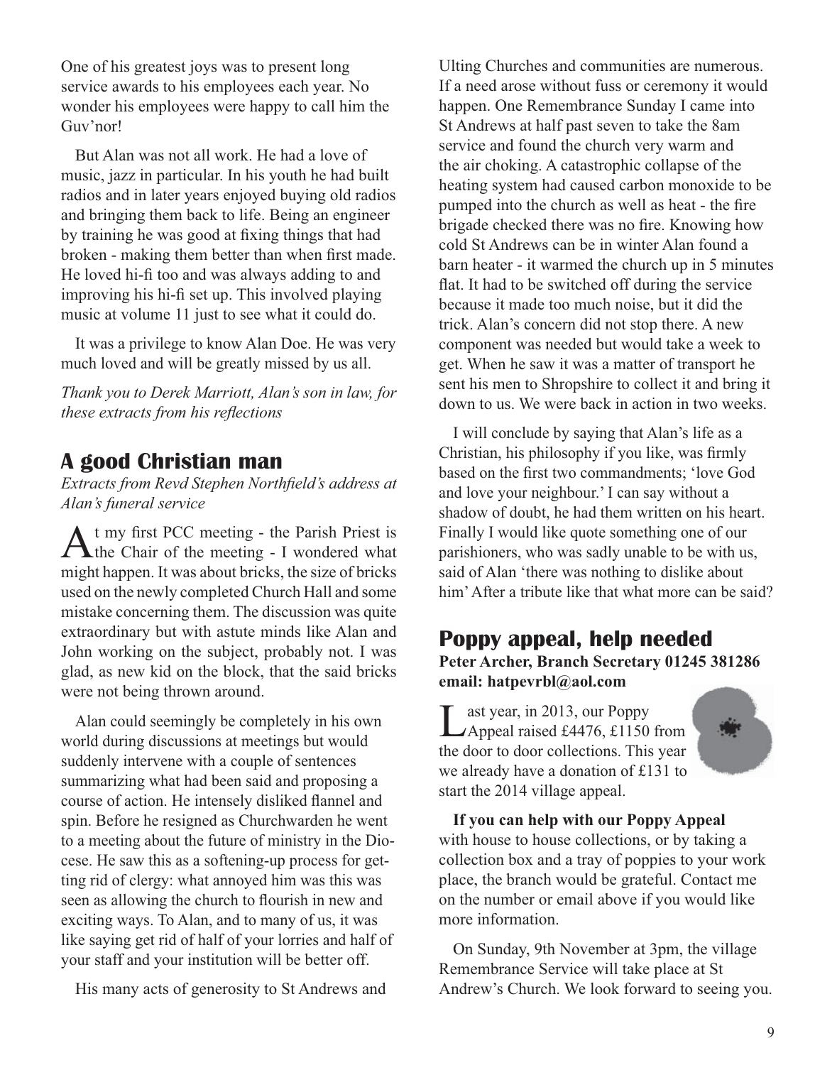One of his greatest joys was to present long service awards to his employees each year. No wonder his employees were happy to call him the Guv'nor!

But Alan was not all work. He had a love of music, jazz in particular. In his youth he had built radios and in later years enjoyed buying old radios and bringing them back to life. Being an engineer by training he was good at fixing things that had broken - making them better than when first made. He loved hi-fi too and was always adding to and improving his hi-fi set up. This involved playing music at volume 11 just to see what it could do.

It was a privilege to know Alan Doe. He was very much loved and will be greatly missed by us all.

*Thank you to Derek Marriott, Alan's son in law, for these extracts from his reflections*

## A good Christian man

*Extracts from Revd Stephen Northfield's address at Alan's funeral service*

At my first PCC meeting - the Parish Priest is the Chair of the meeting - I wondered what might happen. It was about bricks, the size of bricks used on the newly completed Church Hall and some mistake concerning them. The discussion was quite extraordinary but with astute minds like Alan and John working on the subject, probably not. I was glad, as new kid on the block, that the said bricks were not being thrown around.

Alan could seemingly be completely in his own world during discussions at meetings but would suddenly intervene with a couple of sentences summarizing what had been said and proposing a course of action. He intensely disliked flannel and spin. Before he resigned as Churchwarden he went to a meeting about the future of ministry in the Diocese. He saw this as a softening-up process for getting rid of clergy: what annoyed him was this was seen as allowing the church to flourish in new and exciting ways. To Alan, and to many of us, it was like saying get rid of half of your lorries and half of your staff and your institution will be better off.

His many acts of generosity to St Andrews and Ulting Churches and communities are numerous. If a need arose without fuss or ceremony it would happen. One Remembrance Sunday I came into St Andrews at half past seven to take the 8am service and found the church very warm and the air choking. A catastrophic collapse of the heating system had caused carbon monoxide to be pumped into the church as well as heat - the fire brigade checked there was no fire. Knowing how cold St Andrews can be in winter Alan found a barn heater - it warmed the church up in 5 minutes flat. It had to be switched off during the service because it made too much noise, but it did the trick. Alan's concern did not stop there. A new component was needed but would take a week to get. When he saw it was a matter of transport he sent his men to Shropshire to collect it and bring it down to us. We were back in action in two weeks.

I will conclude by saying that Alan's life as a Christian, his philosophy if you like, was firmly based on the first two commandments; 'love God and love your neighbour.' I can say without a shadow of doubt, he had them written on his heart. Finally I would like quote something one of our parishioners, who was sadly unable to be with us, said of Alan 'there was nothing to dislike about him' After a tribute like that what more can be said?

## Poppy appeal, help needed

**Peter Archer, Branch Secretary 01245 381286**
**email: hatpevrbl@aol.com**

Last year, in 2013, our Poppy Appeal raised £4476, £1150 from the door to door collections. This year we already have a donation of £131 to start the 2014 village appeal.

**If you can help with our Poppy Appeal** with house to house collections, or by taking a collection box and a tray of poppies to your work place, the branch would be grateful. Contact me on the number or email above if you would like more information.

On Sunday, 9th November at 3pm, the village Remembrance Service will take place at St Andrew's Church. We look forward to seeing you.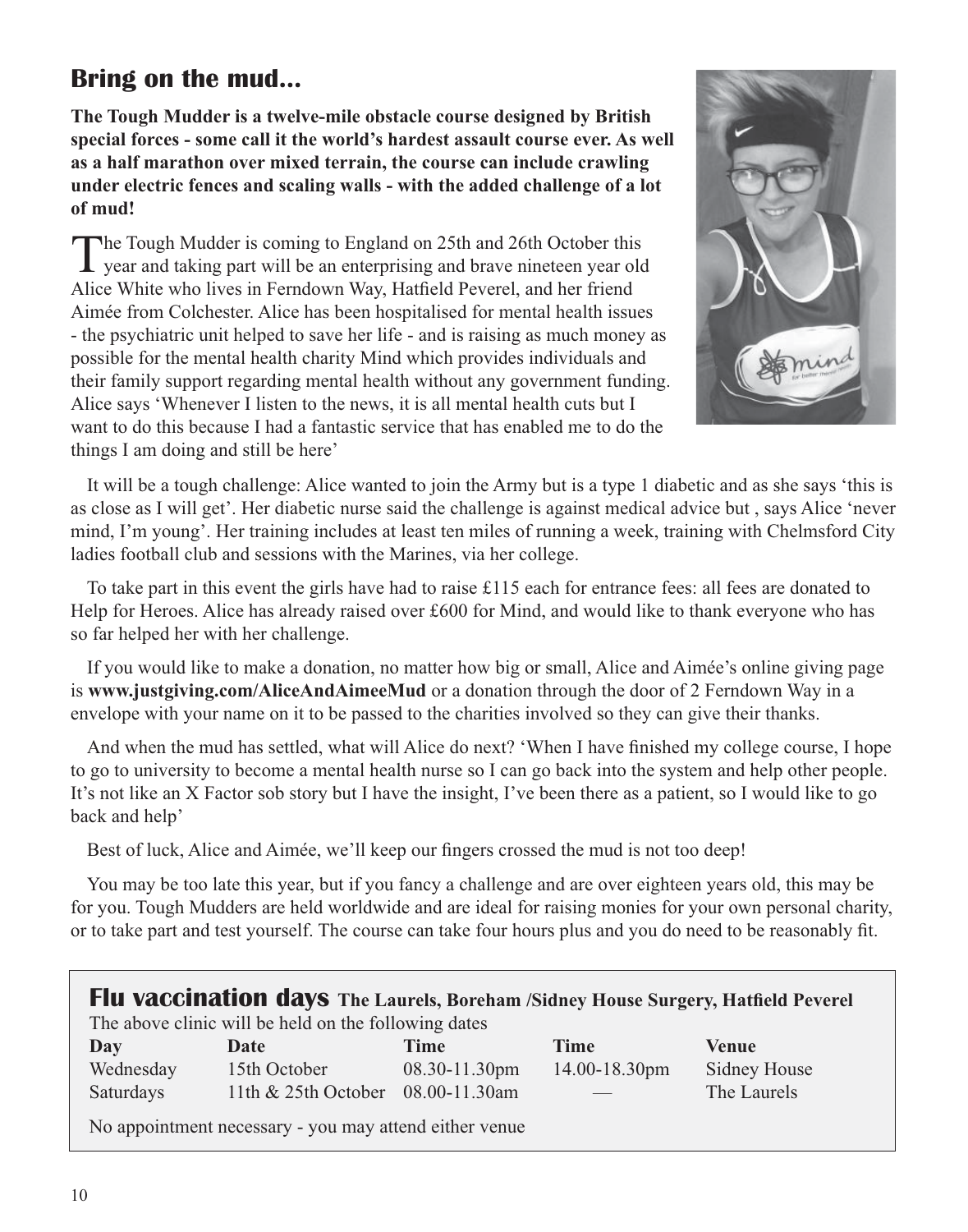## Bring on the mud...

**The Tough Mudder is a twelve-mile obstacle course designed by British special forces - some call it the world's hardest assault course ever. As well as a half marathon over mixed terrain, the course can include crawling under electric fences and scaling walls - with the added challenge of a lot of mud!**

The Tough Mudder is coming to England on 25th and 26th October this year and taking part will be an enterprising and brave nineteen year old Alice White who lives in Ferndown Way, Hatfield Peverel, and her friend Aimée from Colchester. Alice has been hospitalised for mental health issues - the psychiatric unit helped to save her life - and is raising as much money as possible for the mental health charity Mind which provides individuals and their family support regarding mental health without any government funding. Alice says 'Whenever I listen to the news, it is all mental health cuts but I want to do this because I had a fantastic service that has enabled me to do the things I am doing and still be here'

It will be a tough challenge: Alice wanted to join the Army but is a type 1 diabetic and as she says 'this is as close as I will get'. Her diabetic nurse said the challenge is against medical advice but , says Alice 'never mind, I'm young'. Her training includes at least ten miles of running a week, training with Chelmsford City ladies football club and sessions with the Marines, via her college.

To take part in this event the girls have had to raise £115 each for entrance fees: all fees are donated to Help for Heroes. Alice has already raised over £600 for Mind, and would like to thank everyone who has so far helped her with her challenge.

If you would like to make a donation, no matter how big or small, Alice and Aimée's online giving page is **www.justgiving.com/AliceAndAimeeMud** or a donation through the door of 2 Ferndown Way in a envelope with your name on it to be passed to the charities involved so they can give their thanks.

And when the mud has settled, what will Alice do next? 'When I have finished my college course, I hope to go to university to become a mental health nurse so I can go back into the system and help other people. It's not like an X Factor sob story but I have the insight, I've been there as a patient, so I would like to go back and help'

Best of luck, Alice and Aimée, we'll keep our fingers crossed the mud is not too deep!

You may be too late this year, but if you fancy a challenge and are over eighteen years old, this may be for you. Tough Mudders are held worldwide and are ideal for raising monies for your own personal charity, or to take part and test yourself. The course can take four hours plus and you do need to be reasonably fit.

## Flu vaccination days The Laurels, Boreham /Sidney House Surgery, Hatfield Peverel

The above clinic will be held on the following dates

| Day | Date | Time | Time | Venue |
|---|---|---|---|---|
| Wednesday | 15th October | 08.30-11.30pm | 14.00-18.30pm | Sidney House |
| Saturdays | 11th & 25th October | 08.00-11.30am | — | The Laurels |

No appointment necessary - you may attend either venue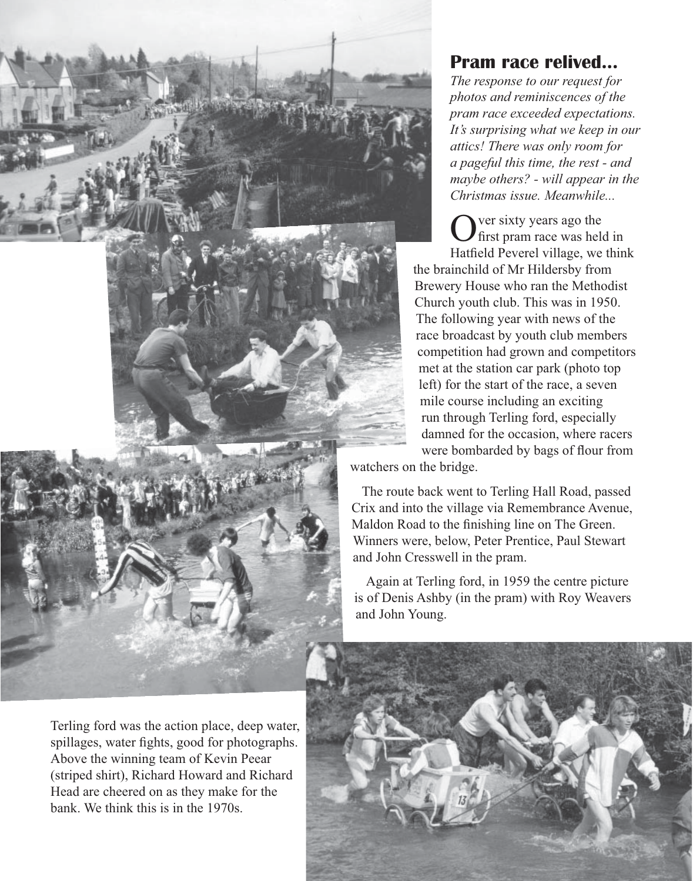## Pram race relived...

*The response to our request for photos and reminiscences of the pram race exceeded expectations. It's surprising what we keep in our attics! There was only room for a pageful this time, the rest - and maybe others? - will appear in the Christmas issue. Meanwhile...*

Over sixty years ago the first pram race was held in Hatfield Peverel village, we think the brainchild of Mr Hildersby from Brewery House who ran the Methodist Church youth club. This was in 1950. The following year with news of the race broadcast by youth club members competition had grown and competitors met at the station car park (photo top left) for the start of the race, a seven mile course including an exciting run through Terling ford, especially damned for the occasion, where racers were bombarded by bags of flour from watchers on the bridge.

The route back went to Terling Hall Road, passed Crix and into the village via Remembrance Avenue, Maldon Road to the finishing line on The Green. Winners were, below, Peter Prentice, Paul Stewart and John Cresswell in the pram.

Again at Terling ford, in 1959 the centre picture is of Denis Ashby (in the pram) with Roy Weavers and John Young.

Terling ford was the action place, deep water, spillages, water fights, good for photographs. Above the winning team of Kevin Pear (striped shirt), Richard Howard and Richard Head are cheered on as they make for the bank. We think this is in the 1970s.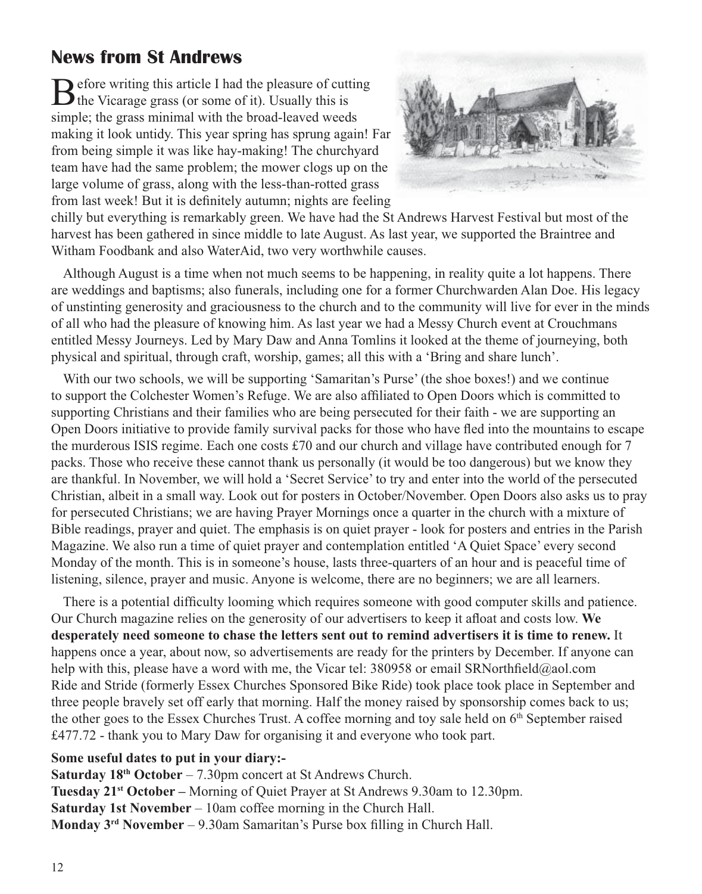## News from St Andrews

Before writing this article I had the pleasure of cutting the Vicarage grass (or some of it). Usually this is simple; the grass minimal with the broad-leaved weeds making it look untidy. This year spring has sprung again! Far from being simple it was like hay-making! The churchyard team have had the same problem; the mower clogs up on the large volume of grass, along with the less-than-rotted grass from last week! But it is definitely autumn; nights are feeling chilly but everything is remarkably green. We have had the St Andrews Harvest Festival but most of the harvest has been gathered in since middle to late August. As last year, we supported the Braintree and Witham Foodbank and also WaterAid, two very worthwhile causes.

Although August is a time when not much seems to be happening, in reality quite a lot happens. There are weddings and baptisms; also funerals, including one for a former Churchwarden Alan Doe. His legacy of unstinting generosity and graciousness to the church and to the community will live for ever in the minds of all who had the pleasure of knowing him. As last year we had a Messy Church event at Crouchmans entitled Messy Journeys. Led by Mary Daw and Anna Tomlins it looked at the theme of journeying, both physical and spiritual, through craft, worship, games; all this with a 'Bring and share lunch'.

With our two schools, we will be supporting 'Samaritan's Purse' (the shoe boxes!) and we continue to support the Colchester Women's Refuge. We are also affiliated to Open Doors which is committed to supporting Christians and their families who are being persecuted for their faith - we are supporting an Open Doors initiative to provide family survival packs for those who have fled into the mountains to escape the murderous ISIS regime. Each one costs £70 and our church and village have contributed enough for 7 packs. Those who receive these cannot thank us personally (it would be too dangerous) but we know they are thankful. In November, we will hold a 'Secret Service' to try and enter into the world of the persecuted Christian, albeit in a small way. Look out for posters in October/November. Open Doors also asks us to pray for persecuted Christians; we are having Prayer Mornings once a quarter in the church with a mixture of Bible readings, prayer and quiet. The emphasis is on quiet prayer - look for posters and entries in the Parish Magazine. We also run a time of quiet prayer and contemplation entitled 'A Quiet Space' every second Monday of the month. This is in someone's house, lasts three-quarters of an hour and is peaceful time of listening, silence, prayer and music. Anyone is welcome, there are no beginners; we are all learners.

There is a potential difficulty looming which requires someone with good computer skills and patience. Our Church magazine relies on the generosity of our advertisers to keep it afloat and costs low. **We desperately need someone to chase the letters sent out to remind advertisers it is time to renew.** It happens once a year, about now, so advertisements are ready for the printers by December. If anyone can help with this, please have a word with me, the Vicar tel: 380958 or email SRNorthfield@aol.com
Ride and Stride (formerly Essex Churches Sponsored Bike Ride) took place took place in September and three people bravely set off early that morning. Half the money raised by sponsorship comes back to us; the other goes to the Essex Churches Trust. A coffee morning and toy sale held on 6th September raised £477.72 - thank you to Mary Daw for organising it and everyone who took part.

**Some useful dates to put in your diary:-**
**Saturday 18th October** – 7.30pm concert at St Andrews Church.
**Tuesday 21st October –** Morning of Quiet Prayer at St Andrews 9.30am to 12.30pm.
**Saturday 1st November** – 10am coffee morning in the Church Hall.
**Monday 3rd November** – 9.30am Samaritan's Purse box filling in Church Hall.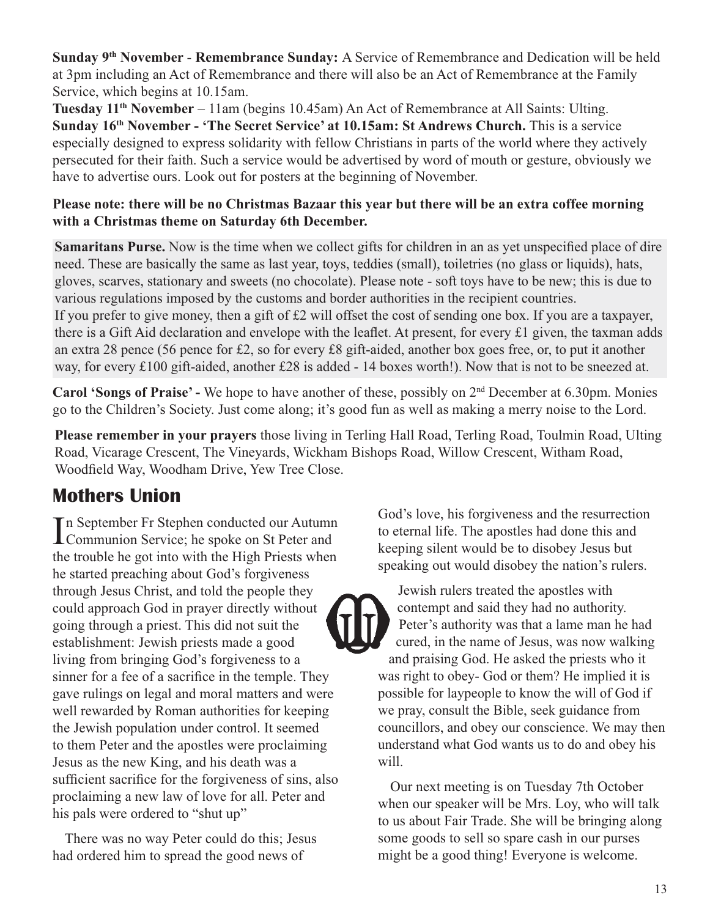**Sunday 9th November** - **Remembrance Sunday:** A Service of Remembrance and Dedication will be held at 3pm including an Act of Remembrance and there will also be an Act of Remembrance at the Family Service, which begins at 10.15am.

**Tuesday 11th November** – 11am (begins 10.45am) An Act of Remembrance at All Saints: Ulting.

**Sunday 16th November - 'The Secret Service' at 10.15am: St Andrews Church.** This is a service especially designed to express solidarity with fellow Christians in parts of the world where they actively persecuted for their faith. Such a service would be advertised by word of mouth or gesture, obviously we have to advertise ours. Look out for posters at the beginning of November.

**Please note: there will be no Christmas Bazaar this year but there will be an extra coffee morning with a Christmas theme on Saturday 6th December.**

**Samaritans Purse.** Now is the time when we collect gifts for children in an as yet unspecified place of dire need. These are basically the same as last year, toys, teddies (small), toiletries (no glass or liquids), hats, gloves, scarves, stationary and sweets (no chocolate). Please note - soft toys have to be new; this is due to various regulations imposed by the customs and border authorities in the recipient countries.
If you prefer to give money, then a gift of £2 will offset the cost of sending one box. If you are a taxpayer, there is a Gift Aid declaration and envelope with the leaflet. At present, for every £1 given, the taxman adds an extra 28 pence (56 pence for £2, so for every £8 gift-aided, another box goes free, or, to put it another way, for every £100 gift-aided, another £28 is added - 14 boxes worth!). Now that is not to be sneezed at.

**Carol 'Songs of Praise' -** We hope to have another of these, possibly on 2nd December at 6.30pm. Monies go to the Children's Society. Just come along; it's good fun as well as making a merry noise to the Lord.

**Please remember in your prayers** those living in Terling Hall Road, Terling Road, Toulmin Road, Ulting Road, Vicarage Crescent, The Vineyards, Wickham Bishops Road, Willow Crescent, Witham Road, Woodfield Way, Woodham Drive, Yew Tree Close.

## Mothers Union

In September Fr Stephen conducted our Autumn Communion Service; he spoke on St Peter and the trouble he got into with the High Priests when he started preaching about God's forgiveness through Jesus Christ, and told the people they could approach God in prayer directly without going through a priest. This did not suit the establishment: Jewish priests made a good living from bringing God's forgiveness to a sinner for a fee of a sacrifice in the temple. They gave rulings on legal and moral matters and were well rewarded by Roman authorities for keeping the Jewish population under control. It seemed to them Peter and the apostles were proclaiming Jesus as the new King, and his death was a sufficient sacrifice for the forgiveness of sins, also proclaiming a new law of love for all. Peter and his pals were ordered to "shut up"

There was no way Peter could do this; Jesus had ordered him to spread the good news of God's love, his forgiveness and the resurrection to eternal life. The apostles had done this and keeping silent would be to disobey Jesus but speaking out would disobey the nation's rulers.

Jewish rulers treated the apostles with contempt and said they had no authority. Peter's authority was that a lame man he had cured, in the name of Jesus, was now walking and praising God. He asked the priests who it was right to obey- God or them? He implied it is possible for laypeople to know the will of God if we pray, consult the Bible, seek guidance from councillors, and obey our conscience. We may then understand what God wants us to do and obey his will.

Our next meeting is on Tuesday 7th October when our speaker will be Mrs. Loy, who will talk to us about Fair Trade. She will be bringing along some goods to sell so spare cash in our purses might be a good thing! Everyone is welcome.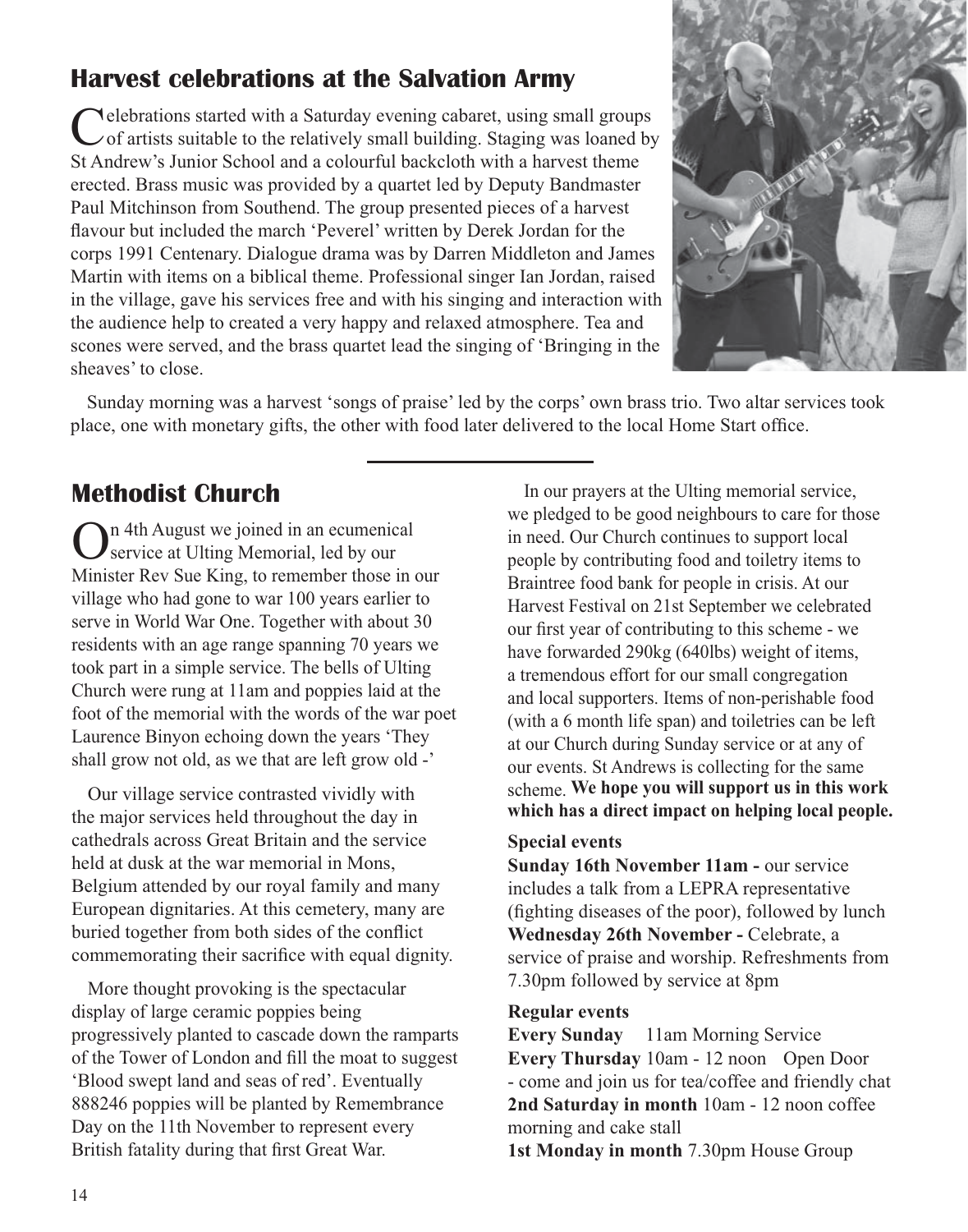## Harvest celebrations at the Salvation Army

Celebrations started with a Saturday evening cabaret, using small groups of artists suitable to the relatively small building. Staging was loaned by St Andrew's Junior School and a colourful backcloth with a harvest theme erected. Brass music was provided by a quartet led by Deputy Bandmaster Paul Mitchinson from Southend. The group presented pieces of a harvest flavour but included the march 'Peverel' written by Derek Jordan for the corps 1991 Centenary. Dialogue drama was by Darren Middleton and James Martin with items on a biblical theme. Professional singer Ian Jordan, raised in the village, gave his services free and with his singing and interaction with the audience help to created a very happy and relaxed atmosphere. Tea and scones were served, and the brass quartet lead the singing of 'Bringing in the sheaves' to close.

Sunday morning was a harvest 'songs of praise' led by the corps' own brass trio. Two altar services took place, one with monetary gifts, the other with food later delivered to the local Home Start office.

---

## Methodist Church

On 4th August we joined in an ecumenical service at Ulting Memorial, led by our Minister Rev Sue King, to remember those in our village who had gone to war 100 years earlier to serve in World War One. Together with about 30 residents with an age range spanning 70 years we took part in a simple service. The bells of Ulting Church were rung at 11am and poppies laid at the foot of the memorial with the words of the war poet Laurence Binyon echoing down the years 'They shall grow not old, as we that are left grow old -'

Our village service contrasted vividly with the major services held throughout the day in cathedrals across Great Britain and the service held at dusk at the war memorial in Mons, Belgium attended by our royal family and many European dignitaries. At this cemetery, many are buried together from both sides of the conflict commemorating their sacrifice with equal dignity.

More thought provoking is the spectacular display of large ceramic poppies being progressively planted to cascade down the ramparts of the Tower of London and fill the moat to suggest 'Blood swept land and seas of red'. Eventually 888246 poppies will be planted by Remembrance Day on the 11th November to represent every British fatality during that first Great War.

In our prayers at the Ulting memorial service, we pledged to be good neighbours to care for those in need. Our Church continues to support local people by contributing food and toiletry items to Braintree food bank for people in crisis. At our Harvest Festival on 21st September we celebrated our first year of contributing to this scheme - we have forwarded 290kg (640lbs) weight of items, a tremendous effort for our small congregation and local supporters. Items of non-perishable food (with a 6 month life span) and toiletries can be left at our Church during Sunday service or at any of our events. St Andrews is collecting for the same scheme. **We hope you will support us in this work which has a direct impact on helping local people.**

**Special events**

**Sunday 16th November 11am -** our service includes a talk from a LEPRA representative (fighting diseases of the poor), followed by lunch

**Wednesday 26th November -** Celebrate, a service of praise and worship. Refreshments from 7.30pm followed by service at 8pm

**Regular events**

**Every Sunday** 11am Morning Service

**Every Thursday** 10am - 12 noon Open Door - come and join us for tea/coffee and friendly chat

**2nd Saturday in month** 10am - 12 noon coffee morning and cake stall

**1st Monday in month** 7.30pm House Group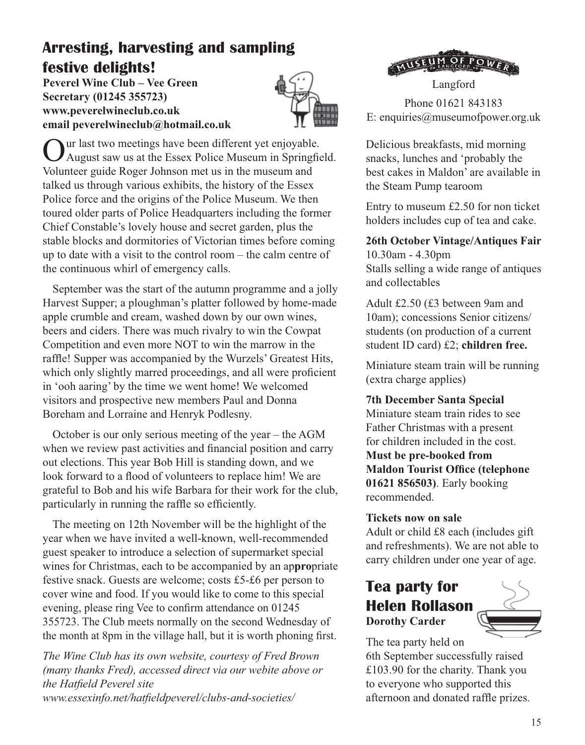## Arresting, harvesting and sampling festive delights!

**Peverel Wine Club – Vee Green**
**Secretary (01245 355723)**
**www.peverelwineclub.co.uk**
**email peverelwineclub@hotmail.co.uk**

Our last two meetings have been different yet enjoyable. August saw us at the Essex Police Museum in Springfield. Volunteer guide Roger Johnson met us in the museum and talked us through various exhibits, the history of the Essex Police force and the origins of the Police Museum. We then toured older parts of Police Headquarters including the former Chief Constable's lovely house and secret garden, plus the stable blocks and dormitories of Victorian times before coming up to date with a visit to the control room – the calm centre of the continuous whirl of emergency calls.

September was the start of the autumn programme and a jolly Harvest Supper; a ploughman's platter followed by home-made apple crumble and cream, washed down by our own wines, beers and ciders. There was much rivalry to win the Cowpat Competition and even more NOT to win the marrow in the raffle! Supper was accompanied by the Wurzels' Greatest Hits, which only slightly marred proceedings, and all were proficient in 'ooh aaring' by the time we went home! We welcomed visitors and prospective new members Paul and Donna Boreham and Lorraine and Henryk Podlesny.

October is our only serious meeting of the year – the AGM when we review past activities and financial position and carry out elections. This year Bob Hill is standing down, and we look forward to a flood of volunteers to replace him! We are grateful to Bob and his wife Barbara for their work for the club, particularly in running the raffle so efficiently.

The meeting on 12th November will be the highlight of the year when we have invited a well-known, well-recommended guest speaker to introduce a selection of supermarket special wines for Christmas, each to be accompanied by an ap**pro**priate festive snack. Guests are welcome; costs £5-£6 per person to cover wine and food. If you would like to come to this special evening, please ring Vee to confirm attendance on 01245 355723. The Club meets normally on the second Wednesday of the month at 8pm in the village hall, but it is worth phoning first.

*The Wine Club has its own website, courtesy of Fred Brown (many thanks Fred), accessed direct via our webite above or the Hatfield Peverel site www.essexinfo.net/hatfieldpeverel/clubs-and-societies/*

## Museum of Power

Langford

Phone 01621 843183
E: enquiries@museumofpower.org.uk

Delicious breakfasts, mid morning snacks, lunches and 'probably the best cakes in Maldon' are available in the Steam Pump tearoom

Entry to museum £2.50 for non ticket holders includes cup of tea and cake.

**26th October Vintage/Antiques Fair**
10.30am - 4.30pm
Stalls selling a wide range of antiques and collectables

Adult £2.50 (£3 between 9am and 10am); concessions Senior citizens/ students (on production of a current student ID card) £2; **children free.**

Miniature steam train will be running (extra charge applies)

**7th December Santa Special**
Miniature steam train rides to see Father Christmas with a present for children included in the cost. **Must be pre-booked from Maldon Tourist Office (telephone 01621 856503)**. Early booking recommended.

**Tickets now on sale**
Adult or child £8 each (includes gift and refreshments). We are not able to carry children under one year of age.

## Tea party for Helen Rollason

**Dorothy Carder**

The tea party held on 6th September successfully raised £103.90 for the charity. Thank you to everyone who supported this afternoon and donated raffle prizes.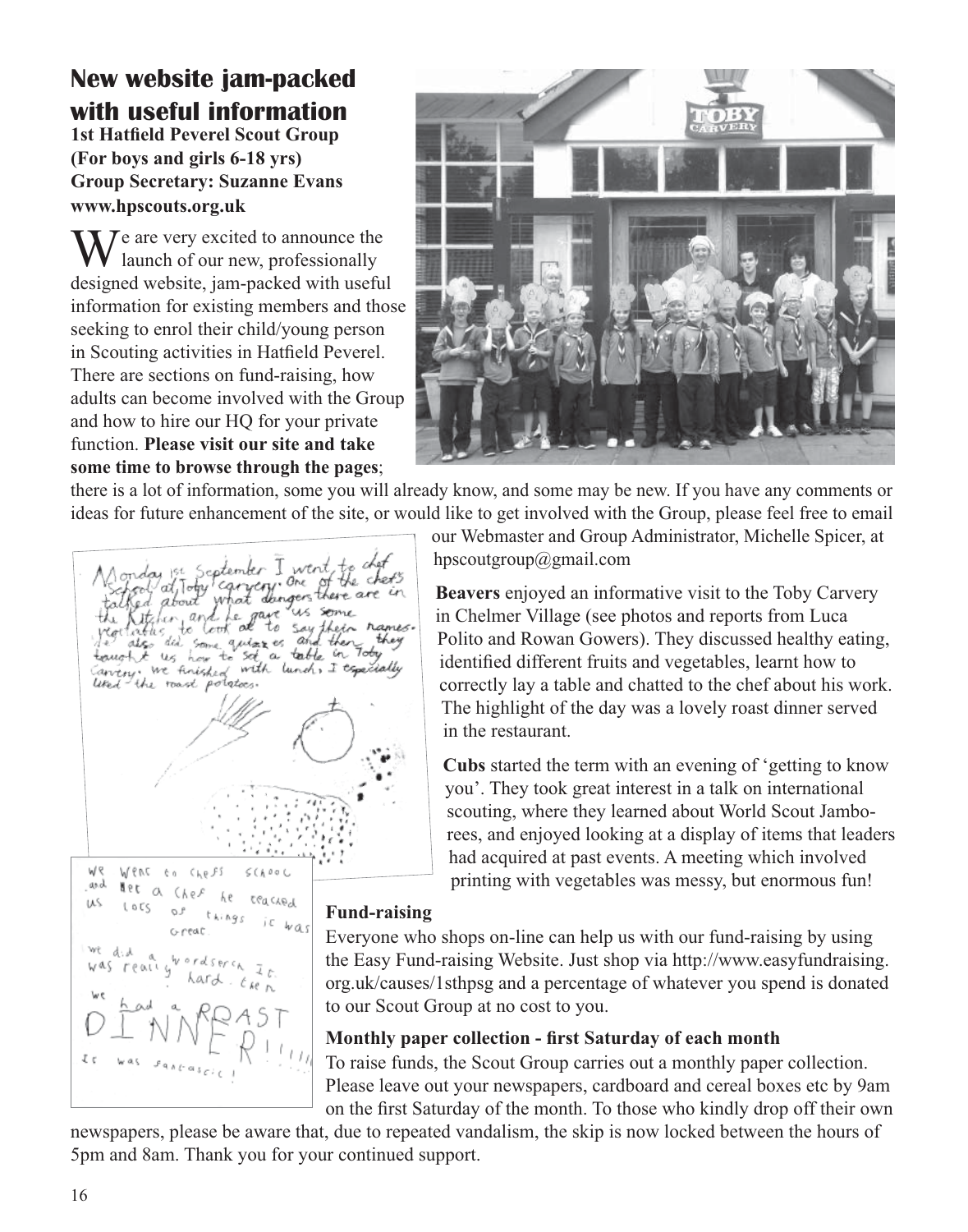## New website jam-packed with useful information

**1st Hatfield Peverel Scout Group**
**(For boys and girls 6-18 yrs)**
**Group Secretary: Suzanne Evans**
**www.hpscouts.org.uk**

We are very excited to announce the launch of our new, professionally designed website, jam-packed with useful information for existing members and those seeking to enrol their child/young person in Scouting activities in Hatfield Peverel. There are sections on fund-raising, how adults can become involved with the Group and how to hire our HQ for your private function. **Please visit our site and take some time to browse through the pages**; there is a lot of information, some you will already know, and some may be new. If you have any comments or ideas for future enhancement of the site, or would like to get involved with the Group, please feel free to email our Webmaster and Group Administrator, Michelle Spicer, at hpscoutgroup@gmail.com

Monday 1st September I went to chef school at Toby carvery. One of the chefs talked about what dangers there are in the kitchen and he gave us some vegetables to look at to say their names. We also did some quizzes and then they taught us how to set a table in Toby Carvery. We finished with lunch, I especially liked the roast potatoes.

We went to chefs school and met a chef he teached us lots of things it was great. We did a wordserch it was really hard. then we had a ROAST DINNER!!!!! It was fantastic!

**Beavers** enjoyed an informative visit to the Toby Carvery in Chelmer Village (see photos and reports from Luca Polito and Rowan Gowers). They discussed healthy eating, identified different fruits and vegetables, learnt how to correctly lay a table and chatted to the chef about his work. The highlight of the day was a lovely roast dinner served in the restaurant.

**Cubs** started the term with an evening of 'getting to know you'. They took great interest in a talk on international scouting, where they learned about World Scout Jamborees, and enjoyed looking at a display of items that leaders had acquired at past events. A meeting which involved printing with vegetables was messy, but enormous fun!

### Fund-raising

Everyone who shops on-line can help us with our fund-raising by using the Easy Fund-raising Website. Just shop via http://www.easyfundraising.org.uk/causes/1sthpsg and a percentage of whatever you spend is donated to our Scout Group at no cost to you.

### Monthly paper collection - first Saturday of each month

To raise funds, the Scout Group carries out a monthly paper collection. Please leave out your newspapers, cardboard and cereal boxes etc by 9am on the first Saturday of the month. To those who kindly drop off their own newspapers, please be aware that, due to repeated vandalism, the skip is now locked between the hours of 5pm and 8am. Thank you for your continued support.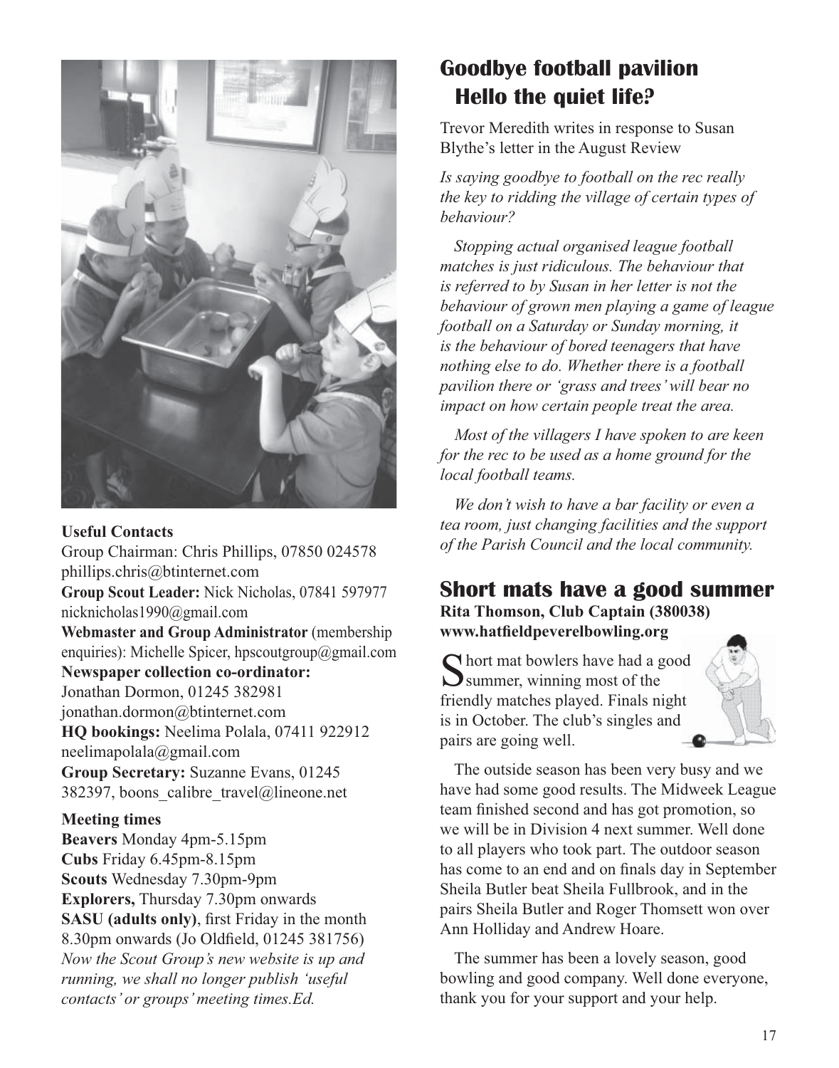**Useful Contacts**

Group Chairman: Chris Phillips, 07850 024578 phillips.chris@btinternet.com

**Group Scout Leader:** Nick Nicholas, 07841 597977 nicknicholas1990@gmail.com

**Webmaster and Group Administrator** (membership enquiries): Michelle Spicer, hpscoutgroup@gmail.com

**Newspaper collection co-ordinator:** Jonathan Dormon, 01245 382981 jonathan.dormon@btinternet.com

**HQ bookings:** Neelima Polala, 07411 922912 neelimapolala@gmail.com

**Group Secretary:** Suzanne Evans, 01245 382397, boons_calibre_travel@lineone.net

**Meeting times**

**Beavers** Monday 4pm-5.15pm
**Cubs** Friday 6.45pm-8.15pm
**Scouts** Wednesday 7.30pm-9pm
**Explorers,** Thursday 7.30pm onwards
**SASU (adults only)**, first Friday in the month 8.30pm onwards (Jo Oldfield, 01245 381756)

*Now the Scout Group's new website is up and running, we shall no longer publish 'useful contacts' or groups' meeting times.Ed.*

## Goodbye football pavilion Hello the quiet life?

Trevor Meredith writes in response to Susan Blythe's letter in the August Review

*Is saying goodbye to football on the rec really the key to ridding the village of certain types of behaviour?*

*Stopping actual organised league football matches is just ridiculous. The behaviour that is referred to by Susan in her letter is not the behaviour of grown men playing a game of league football on a Saturday or Sunday morning, it is the behaviour of bored teenagers that have nothing else to do. Whether there is a football pavilion there or 'grass and trees' will bear no impact on how certain people treat the area.*

*Most of the villagers I have spoken to are keen for the rec to be used as a home ground for the local football teams.*

*We don't wish to have a bar facility or even a tea room, just changing facilities and the support of the Parish Council and the local community.*

## Short mats have a good summer

**Rita Thomson, Club Captain (380038)**
**www.hatfieldpeverelbowling.org**

Short mat bowlers have had a good summer, winning most of the friendly matches played. Finals night is in October. The club's singles and pairs are going well.

The outside season has been very busy and we have had some good results. The Midweek League team finished second and has got promotion, so we will be in Division 4 next summer. Well done to all players who took part. The outdoor season has come to an end and on finals day in September Sheila Butler beat Sheila Fullbrook, and in the pairs Sheila Butler and Roger Thomsett won over Ann Holliday and Andrew Hoare.

The summer has been a lovely season, good bowling and good company. Well done everyone, thank you for your support and your help.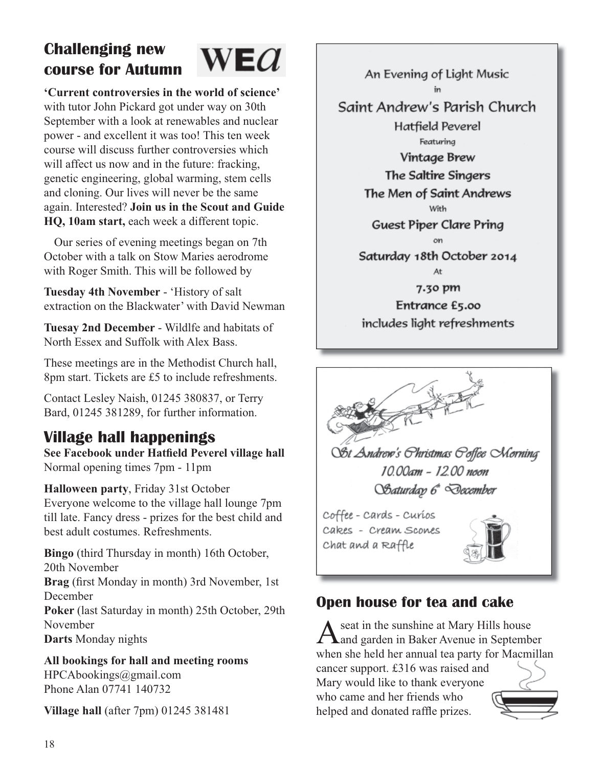## Challenging new course for Autumn

WEA

**'Current controversies in the world of science'** with tutor John Pickard got under way on 30th September with a look at renewables and nuclear power - and excellent it was too! This ten week course will discuss further controversies which will affect us now and in the future: fracking, genetic engineering, global warming, stem cells and cloning. Our lives will never be the same again. Interested? **Join us in the Scout and Guide HQ, 10am start,** each week a different topic.

Our series of evening meetings began on 7th October with a talk on Stow Maries aerodrome with Roger Smith. This will be followed by

**Tuesday 4th November** - 'History of salt extraction on the Blackwater' with David Newman

**Tuesay 2nd December** - Wildlfe and habitats of North Essex and Suffolk with Alex Bass.

These meetings are in the Methodist Church hall, 8pm start. Tickets are £5 to include refreshments.

Contact Lesley Naish, 01245 380837, or Terry Bard, 01245 381289, for further information.

## Village hall happenings

**See Facebook under Hatfield Peverel village hall**
Normal opening times 7pm - 11pm

**Halloween party**, Friday 31st October
Everyone welcome to the village hall lounge 7pm till late. Fancy dress - prizes for the best child and best adult costumes. Refreshments.

**Bingo** (third Thursday in month) 16th October, 20th November
**Brag** (first Monday in month) 3rd November, 1st December
**Poker** (last Saturday in month) 25th October, 29th November
**Darts** Monday nights

**All bookings for hall and meeting rooms**
HPCAbookings@gmail.com
Phone Alan 07741 140732

**Village hall** (after 7pm) 01245 381481

An Evening of Light Music
in
Saint Andrew's Parish Church
Hatfield Peverel
Featuring
Vintage Brew
The Saltire Singers
The Men of Saint Andrews
With
Guest Piper Clare Pring
on
Saturday 18th October 2014
At
7.30 pm
Entrance £5.00
includes light refreshments

*St Andrew's Christmas Coffee Morning*
*10.00am - 12.00 noon*
*Saturday 6th December*

Coffee - Cards - Curios
Cakes - Cream Scones
Chat and a Raffle

## Open house for tea and cake

A seat in the sunshine at Mary Hills house and garden in Baker Avenue in September when she held her annual tea party for Macmillan cancer support. £316 was raised and Mary would like to thank everyone who came and her friends who helped and donated raffle prizes.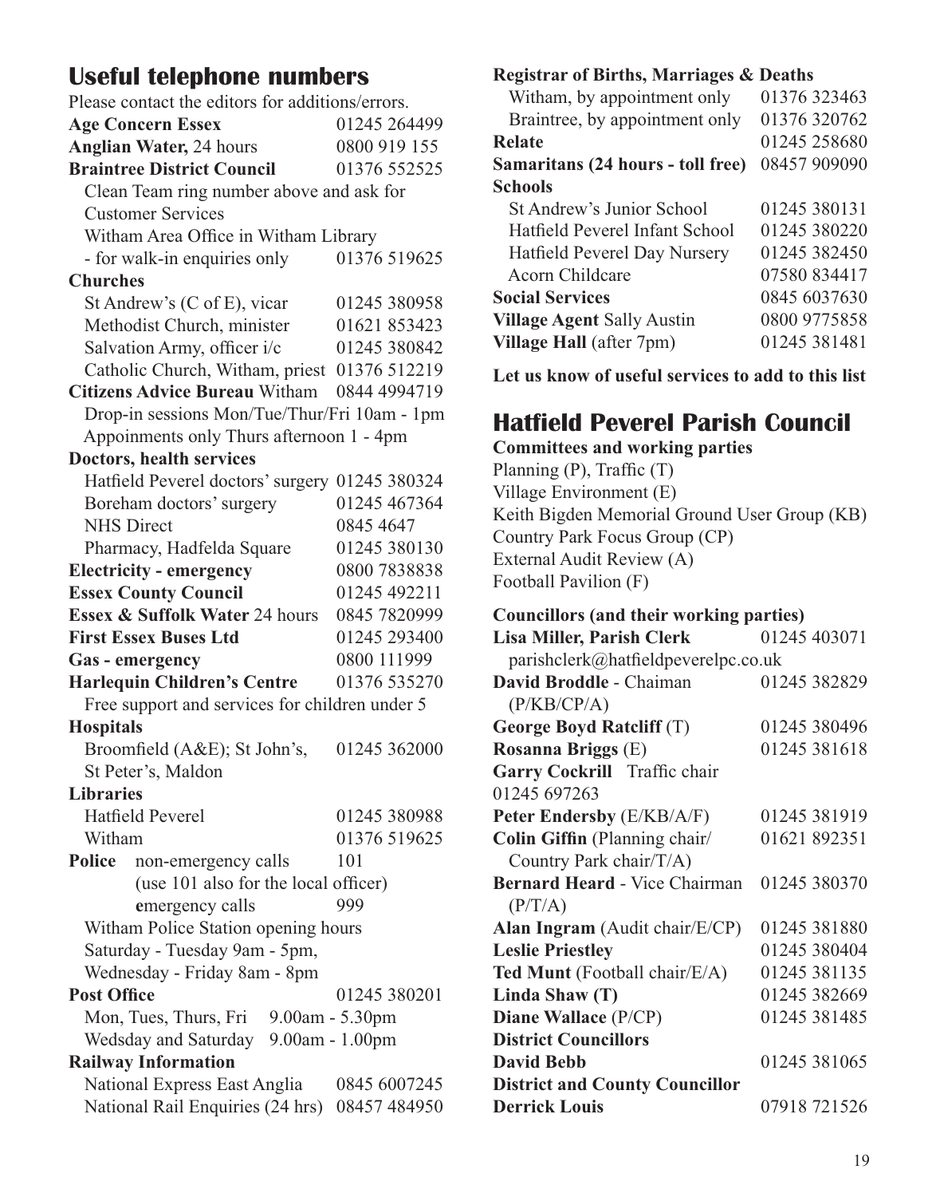## Useful telephone numbers

Please contact the editors for additions/errors.

**Age Concern Essex** 01245 264499

**Anglian Water,** 24 hours 0800 919 155

**Braintree District Council** 01376 552525

Clean Team ring number above and ask for Customer Services

Witham Area Office in Witham Library - for walk-in enquiries only 01376 519625

**Churches**

St Andrew's (C of E), vicar 01245 380958

Methodist Church, minister 01621 853423

Salvation Army, officer i/c 01245 380842

Catholic Church, Witham, priest 01376 512219

**Citizens Advice Bureau** Witham 0844 4994719

Drop-in sessions Mon/Tue/Thur/Fri 10am - 1pm

Appoinments only Thurs afternoon 1 - 4pm

**Doctors, health services**

Hatfield Peverel doctors' surgery 01245 380324

Boreham doctors' surgery 01245 467364

NHS Direct 0845 4647

Pharmacy, Hadfelda Square 01245 380130

**Electricity - emergency** 0800 7838838

**Essex County Council** 01245 492211

**Essex & Suffolk Water** 24 hours 0845 7820999

**First Essex Buses Ltd** 01245 293400

**Gas - emergency** 0800 111999

**Harlequin Children's Centre** 01376 535270

Free support and services for children under 5

**Hospitals**

Broomfield (A&E); St John's, St Peter's, Maldon 01245 362000

**Libraries**

Hatfield Peverel 01245 380988

Witham 01376 519625

**Police** non-emergency calls 101

(use 101 also for the local officer)

emergency calls 999

Witham Police Station opening hours

Saturday - Tuesday 9am - 5pm,

Wednesday - Friday 8am - 8pm

**Post Office** 01245 380201

Mon, Tues, Thurs, Fri 9.00am - 5.30pm

Wedsday and Saturday 9.00am - 1.00pm

**Railway Information**

National Express East Anglia 0845 6007245

National Rail Enquiries (24 hrs) 08457 484950

**Registrar of Births, Marriages & Deaths**

Witham, by appointment only 01376 323463

Braintree, by appointment only 01376 320762

**Relate** 01245 258680

**Samaritans (24 hours - toll free)** 08457 909090

**Schools**

St Andrew's Junior School 01245 380131

Hatfield Peverel Infant School 01245 380220

Hatfield Peverel Day Nursery 01245 382450

Acorn Childcare 07580 834417

**Social Services** 0845 6037630

**Village Agent** Sally Austin 0800 9775858

**Village Hall** (after 7pm) 01245 381481

**Let us know of useful services to add to this list**

## Hatfield Peverel Parish Council

**Committees and working parties**

Planning (P), Traffic (T)

Village Environment (E)

Keith Bigden Memorial Ground User Group (KB)

Country Park Focus Group (CP)

External Audit Review (A)

Football Pavilion (F)

**Councillors (and their working parties)**

**Lisa Miller, Parish Clerk** 01245 403071

parishclerk@hatfieldpeverelpc.co.uk

**David Broddle** - Chaiman (P/KB/CP/A) 01245 382829

**George Boyd Ratcliff** (T) 01245 380496

**Rosanna Briggs** (E) 01245 381618

**Garry Cockrill** Traffic chair 01245 697263

**Peter Endersby** (E/KB/A/F) 01245 381919

**Colin Giffin** (Planning chair/ Country Park chair/T/A) 01621 892351

**Bernard Heard** - Vice Chairman (P/T/A) 01245 380370

**Alan Ingram** (Audit chair/E/CP) 01245 381880

**Leslie Priestley** 01245 380404

**Ted Munt** (Football chair/E/A) 01245 381135

**Linda Shaw (T)** 01245 382669

**Diane Wallace** (P/CP) 01245 381485

**District Councillors**

**David Bebb** 01245 381065

**District and County Councillor**

**Derrick Louis** 07918 721526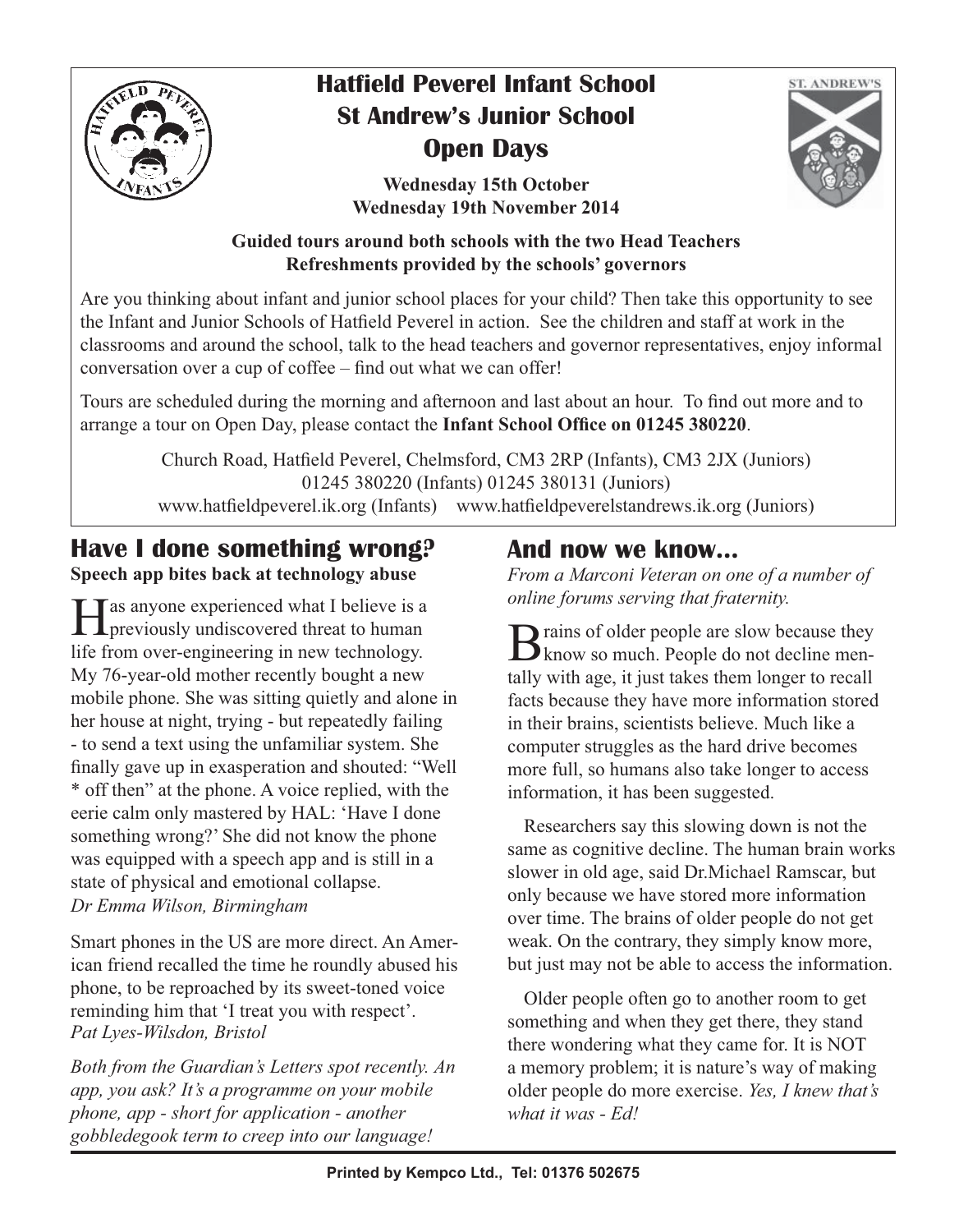# Hatfield Peverel Infant School
# St Andrew's Junior School
# Open Days

**Wednesday 15th October**
**Wednesday 19th November 2014**

**Guided tours around both schools with the two Head Teachers**
**Refreshments provided by the schools' governors**

Are you thinking about infant and junior school places for your child? Then take this opportunity to see the Infant and Junior Schools of Hatfield Peverel in action. See the children and staff at work in the classrooms and around the school, talk to the head teachers and governor representatives, enjoy informal conversation over a cup of coffee – find out what we can offer!

Tours are scheduled during the morning and afternoon and last about an hour. To find out more and to arrange a tour on Open Day, please contact the **Infant School Office on 01245 380220**.

Church Road, Hatfield Peverel, Chelmsford, CM3 2RP (Infants), CM3 2JX (Juniors)
01245 380220 (Infants) 01245 380131 (Juniors)
www.hatfieldpeverel.ik.org (Infants) www.hatfieldpeverelstandrews.ik.org (Juniors)

## Have I done something wrong?

**Speech app bites back at technology abuse**

Has anyone experienced what I believe is a previously undiscovered threat to human life from over-engineering in new technology. My 76-year-old mother recently bought a new mobile phone. She was sitting quietly and alone in her house at night, trying - but repeatedly failing - to send a text using the unfamiliar system. She finally gave up in exasperation and shouted: "Well * off then" at the phone. A voice replied, with the eerie calm only mastered by HAL: 'Have I done something wrong?' She did not know the phone was equipped with a speech app and is still in a state of physical and emotional collapse.
*Dr Emma Wilson, Birmingham*

Smart phones in the US are more direct. An American friend recalled the time he roundly abused his phone, to be reproached by its sweet-toned voice reminding him that 'I treat you with respect'.
*Pat Lyes-Wilsdon, Bristol*

*Both from the Guardian's Letters spot recently. An app, you ask? It's a programme on your mobile phone, app - short for application - another gobbledegook term to creep into our language!*

## And now we know...

*From a Marconi Veteran on one of a number of online forums serving that fraternity.*

Brains of older people are slow because they know so much. People do not decline mentally with age, it just takes them longer to recall facts because they have more information stored in their brains, scientists believe. Much like a computer struggles as the hard drive becomes more full, so humans also take longer to access information, it has been suggested.

Researchers say this slowing down is not the same as cognitive decline. The human brain works slower in old age, said Dr.Michael Ramscar, but only because we have stored more information over time. The brains of older people do not get weak. On the contrary, they simply know more, but just may not be able to access the information.

Older people often go to another room to get something and when they get there, they stand there wondering what they came for. It is NOT a memory problem; it is nature's way of making older people do more exercise. *Yes, I knew that's what it was - Ed!*

**Printed by Kempco Ltd., Tel: 01376 502675**